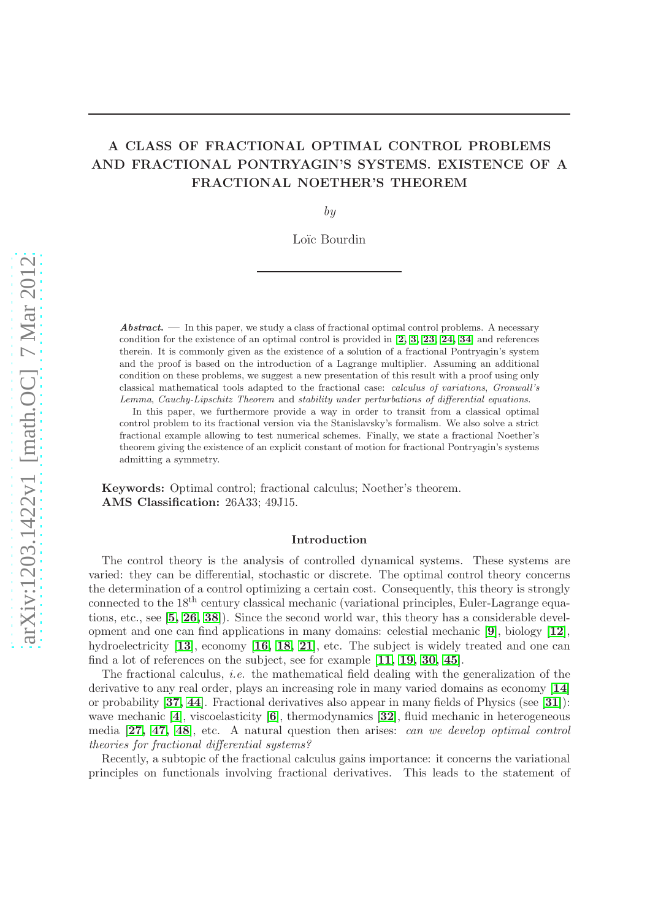# A CLASS OF FRACTIONAL OPTIMAL CONTROL PROBLEMS AND FRACTIONAL PONTRYAGIN'S SYSTEMS. EXISTENCE OF A FRACTIONAL NOETHER'S THEOREM

*by*

Loïc Bourdin

***Abstract.*** — In this paper, we study a class of fractional optimal control problems. A necessary condition for the existence of an optimal control is provided in [2, 3, 23, 24, 34] and references therein. It is commonly given as the existence of a solution of a fractional Pontryagin's system and the proof is based on the introduction of a Lagrange multiplier. Assuming an additional condition on these problems, we suggest a new presentation of this result with a proof using only classical mathematical tools adapted to the fractional case: *calculus of variations*, *Gronwall's Lemma*, *Cauchy-Lipschitz Theorem* and *stability under perturbations of differential equations*.

In this paper, we furthermore provide a way in order to transit from a classical optimal control problem to its fractional version via the Stanislavsky's formalism. We also solve a strict fractional example allowing to test numerical schemes. Finally, we state a fractional Noether's theorem giving the existence of an explicit constant of motion for fractional Pontryagin's systems admitting a symmetry.

**Keywords:** Optimal control; fractional calculus; Noether's theorem.
**AMS Classification:** 26A33; 49J15.

## Introduction

The control theory is the analysis of controlled dynamical systems. These systems are varied: they can be differential, stochastic or discrete. The optimal control theory concerns the determination of a control optimizing a certain cost. Consequently, this theory is strongly connected to the $18^{\text{th}}$ century classical mechanic (variational principles, Euler-Lagrange equations, etc., see [5, 26, 38]). Since the second world war, this theory has a considerable development and one can find applications in many domains: celestial mechanic [9], biology [12], hydroelectricity [13], economy [16, 18, 21], etc. The subject is widely treated and one can find a lot of references on the subject, see for example [11, 19, 30, 45].

The fractional calculus, *i.e.* the mathematical field dealing with the generalization of the derivative to any real order, plays an increasing role in many varied domains as economy [14] or probability [37, 44]. Fractional derivatives also appear in many fields of Physics (see [31]): wave mechanic [4], viscoelasticity [6], thermodynamics [32], fluid mechanic in heterogeneous media [27, 47, 48], etc. A natural question then arises: *can we develop optimal control theories for fractional differential systems?*

Recently, a subtopic of the fractional calculus gains importance: it concerns the variational principles on functionals involving fractional derivatives. This leads to the statement of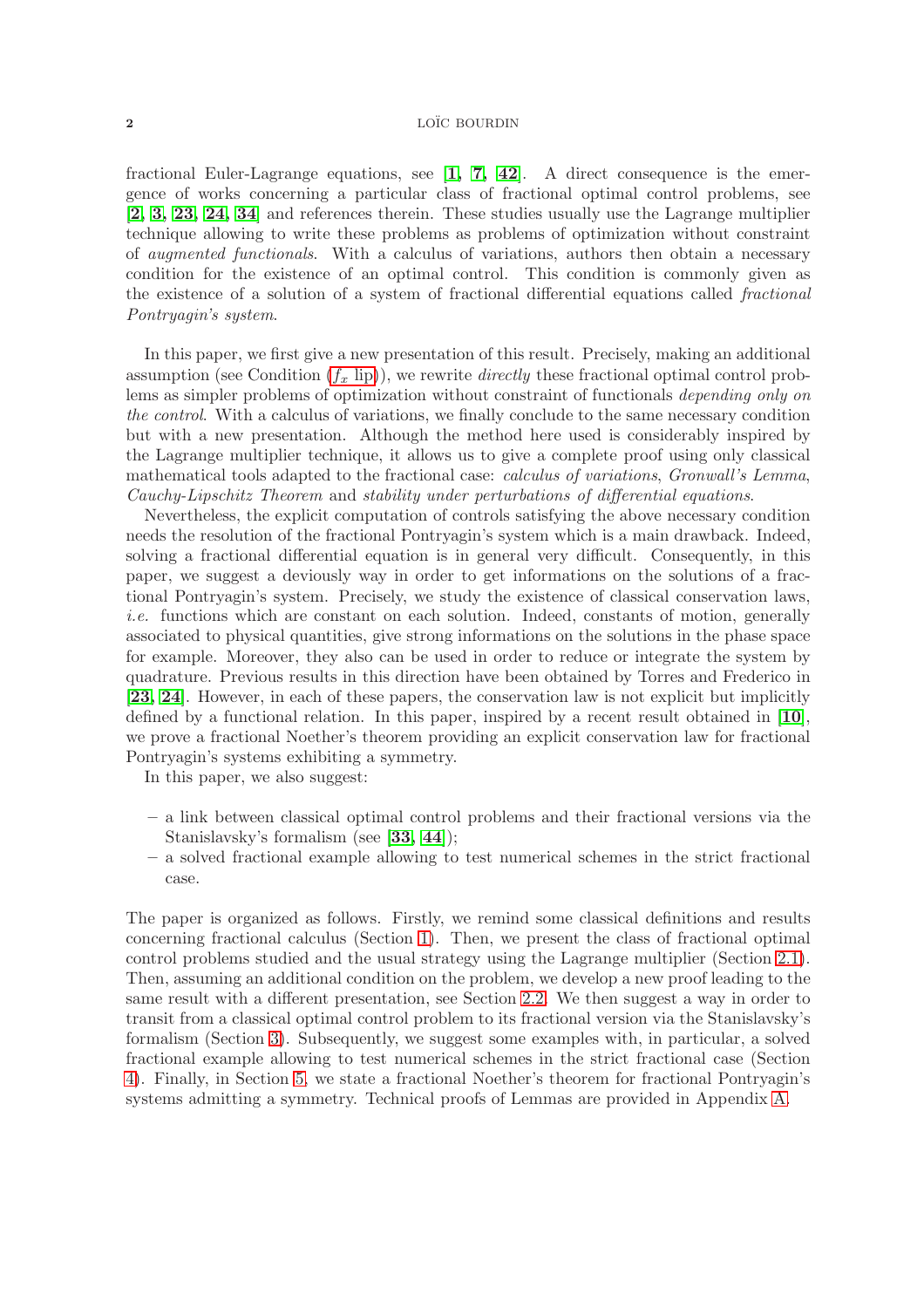fractional Euler-Lagrange equations, see [1, 7, 42]. A direct consequence is the emergence of works concerning a particular class of fractional optimal control problems, see [2, 3, 23, 24, 34] and references therein. These studies usually use the Lagrange multiplier technique allowing to write these problems as problems of optimization without constraint of *augmented functionals*. With a calculus of variations, authors then obtain a necessary condition for the existence of an optimal control. This condition is commonly given as the existence of a solution of a system of fractional differential equations called *fractional Pontryagin's system*.

In this paper, we first give a new presentation of this result. Precisely, making an additional assumption (see Condition ($f_x$ lip)), we rewrite *directly* these fractional optimal control problems as simpler problems of optimization without constraint of functionals *depending only on the control*. With a calculus of variations, we finally conclude to the same necessary condition but with a new presentation. Although the method here used is considerably inspired by the Lagrange multiplier technique, it allows us to give a complete proof using only classical mathematical tools adapted to the fractional case: *calculus of variations*, *Gronwall's Lemma*, *Cauchy-Lipschitz Theorem* and *stability under perturbations of differential equations*.

Nevertheless, the explicit computation of controls satisfying the above necessary condition needs the resolution of the fractional Pontryagin's system which is a main drawback. Indeed, solving a fractional differential equation is in general very difficult. Consequently, in this paper, we suggest a deviously way in order to get informations on the solutions of a fractional Pontryagin's system. Precisely, we study the existence of classical conservation laws, *i.e.* functions which are constant on each solution. Indeed, constants of motion, generally associated to physical quantities, give strong informations on the solutions in the phase space for example. Moreover, they also can be used in order to reduce or integrate the system by quadrature. Previous results in this direction have been obtained by Torres and Frederico in [23, 24]. However, in each of these papers, the conservation law is not explicit but implicitly defined by a functional relation. In this paper, inspired by a recent result obtained in [10], we prove a fractional Noether's theorem providing an explicit conservation law for fractional Pontryagin's systems exhibiting a symmetry.

In this paper, we also suggest:

– a link between classical optimal control problems and their fractional versions via the Stanislavsky's formalism (see [33, 44]);
– a solved fractional example allowing to test numerical schemes in the strict fractional case.

The paper is organized as follows. Firstly, we remind some classical definitions and results concerning fractional calculus (Section 1). Then, we present the class of fractional optimal control problems studied and the usual strategy using the Lagrange multiplier (Section 2.1). Then, assuming an additional condition on the problem, we develop a new proof leading to the same result with a different presentation, see Section 2.2. We then suggest a way in order to transit from a classical optimal control problem to its fractional version via the Stanislavsky's formalism (Section 3). Subsequently, we suggest some examples with, in particular, a solved fractional example allowing to test numerical schemes in the strict fractional case (Section 4). Finally, in Section 5, we state a fractional Noether's theorem for fractional Pontryagin's systems admitting a symmetry. Technical proofs of Lemmas are provided in Appendix A.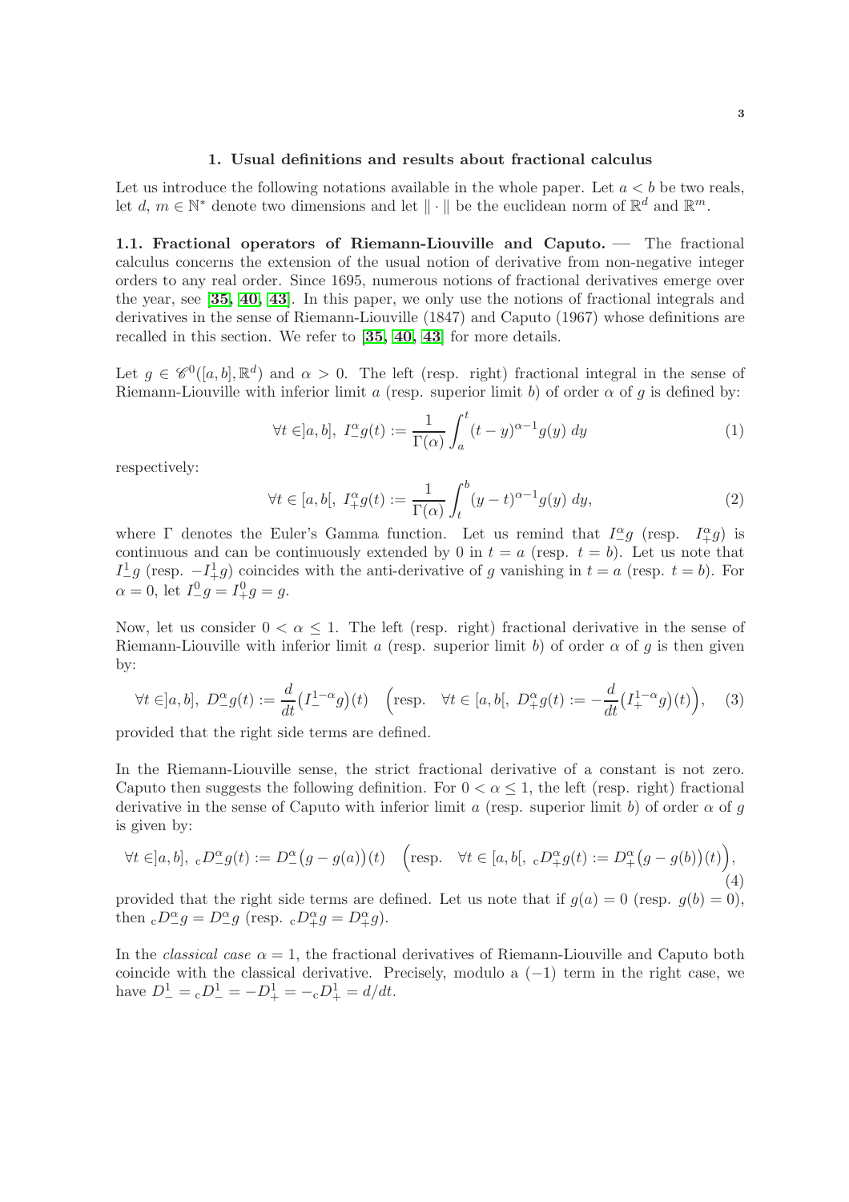## 1. Usual definitions and results about fractional calculus

Let us introduce the following notations available in the whole paper. Let $a < b$ be two reals, let $d$, $m \in \mathbb{N}^*$ denote two dimensions and let $\| \cdot \|$ be the euclidean norm of $\mathbb{R}^d$ and $\mathbb{R}^m$.

**1.1. Fractional operators of Riemann-Liouville and Caputo.** — The fractional calculus concerns the extension of the usual notion of derivative from non-negative integer orders to any real order. Since 1695, numerous notions of fractional derivatives emerge over the year, see [35, 40, 43]. In this paper, we only use the notions of fractional integrals and derivatives in the sense of Riemann-Liouville (1847) and Caputo (1967) whose definitions are recalled in this section. We refer to [35, 40, 43] for more details.

Let $g \in \mathscr{C}^0([a,b],\mathbb{R}^d)$ and $\alpha > 0$. The left (resp. right) fractional integral in the sense of Riemann-Liouville with inferior limit $a$ (resp. superior limit $b$) of order $\alpha$ of $g$ is defined by:

$$\forall t \in ]a,b], \; I^\alpha_- g(t) := \frac{1}{\Gamma(\alpha)} \int_a^t (t-y)^{\alpha-1} g(y) \, dy \tag{1}$$

respectively:

$$\forall t \in [a,b[, \; I^\alpha_+ g(t) := \frac{1}{\Gamma(\alpha)} \int_t^b (y-t)^{\alpha-1} g(y) \, dy, \tag{2}$$

where $\Gamma$ denotes the Euler's Gamma function. Let us remind that $I^\alpha_- g$ (resp. $I^\alpha_+ g$) is continuous and can be continuously extended by $0$ in $t = a$ (resp. $t = b$). Let us note that $I^1_- g$ (resp. $-I^1_+ g$) coincides with the anti-derivative of $g$ vanishing in $t = a$ (resp. $t = b$). For $\alpha = 0$, let $I^0_- g = I^0_+ g = g$.

Now, let us consider $0 < \alpha \leq 1$. The left (resp. right) fractional derivative in the sense of Riemann-Liouville with inferior limit $a$ (resp. superior limit $b$) of order $\alpha$ of $g$ is then given by:

$$\forall t \in ]a,b], \; D^\alpha_- g(t) := \frac{d}{dt}\big(I^{1-\alpha}_- g\big)(t) \quad \Big(\text{resp.} \quad \forall t \in [a,b[, \; D^\alpha_+ g(t) := -\frac{d}{dt}\big(I^{1-\alpha}_+ g\big)(t)\Big), \tag{3}$$

provided that the right side terms are defined.

In the Riemann-Liouville sense, the strict fractional derivative of a constant is not zero. Caputo then suggests the following definition. For $0 < \alpha \leq 1$, the left (resp. right) fractional derivative in the sense of Caputo with inferior limit $a$ (resp. superior limit $b$) of order $\alpha$ of $g$ is given by:

$$\forall t \in ]a,b], \; {}_{\rm c}D^\alpha_- g(t) := D^\alpha_-\big(g - g(a)\big)(t) \quad \Big(\text{resp.} \quad \forall t \in [a,b[, \; {}_{\rm c}D^\alpha_+ g(t) := D^\alpha_+\big(g - g(b)\big)(t)\Big), \tag{4}$$

provided that the right side terms are defined. Let us note that if $g(a) = 0$ (resp. $g(b) = 0$), then ${}_{\rm c}D^\alpha_- g = D^\alpha_- g$ (resp. ${}_{\rm c}D^\alpha_+ g = D^\alpha_+ g$).

In the *classical case* $\alpha = 1$, the fractional derivatives of Riemann-Liouville and Caputo both coincide with the classical derivative. Precisely, modulo a $(-1)$ term in the right case, we have $D^1_- = {}_{\rm c}D^1_- = -D^1_+ = -{}_{\rm c}D^1_+ = d/dt$.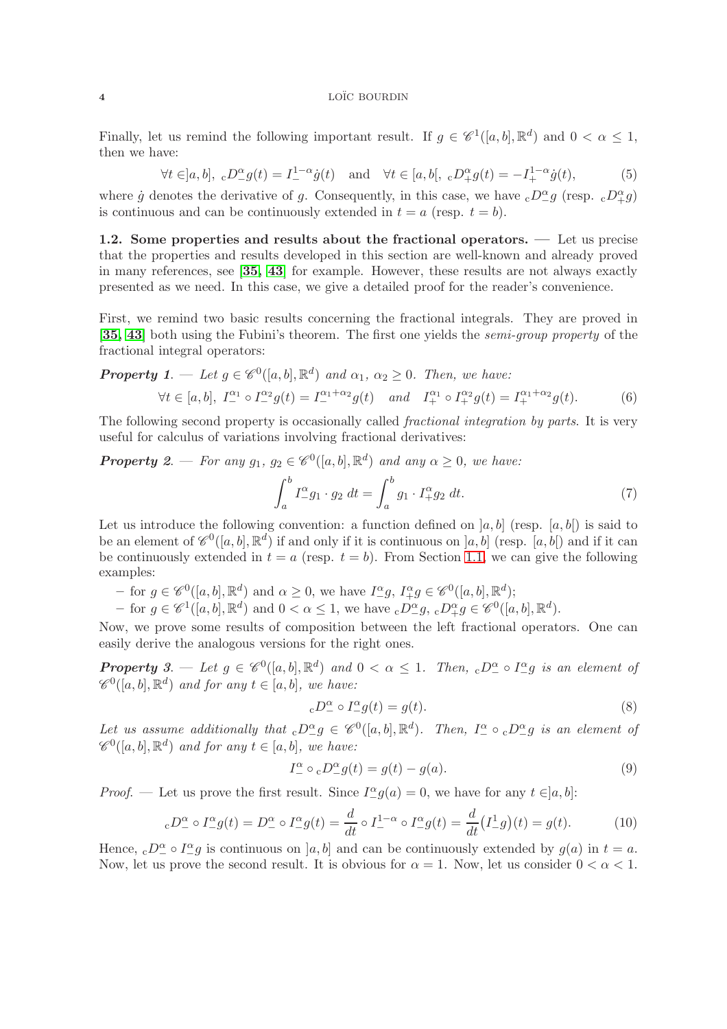Finally, let us remind the following important result. If $g \in \mathscr{C}^1([a,b],\mathbb{R}^d)$ and $0 < \alpha \leq 1$, then we have:

$$\forall t \in ]a,b],\ {}_cD^\alpha_- g(t) = I^{1-\alpha}_- \dot{g}(t) \quad \text{and} \quad \forall t \in [a,b[,\ {}_cD^\alpha_+ g(t) = -I^{1-\alpha}_+ \dot{g}(t), \tag{5}$$

where $\dot{g}$ denotes the derivative of $g$. Consequently, in this case, we have ${}_cD^\alpha_- g$ (resp. ${}_cD^\alpha_+ g$) is continuous and can be continuously extended in $t = a$ (resp. $t = b$).

**1.2. Some properties and results about the fractional operators.** — Let us precise that the properties and results developed in this section are well-known and already proved in many references, see **[35, 43]** for example. However, these results are not always exactly presented as we need. In this case, we give a detailed proof for the reader's convenience.

First, we remind two basic results concerning the fractional integrals. They are proved in **[35, 43]** both using the Fubini's theorem. The first one yields the *semi-group property* of the fractional integral operators:

***Property 1***. — *Let $g \in \mathscr{C}^0([a,b],\mathbb{R}^d)$ and $\alpha_1,\ \alpha_2 \geq 0$. Then, we have:*

$$\forall t \in [a,b],\ I^{\alpha_1}_- \circ I^{\alpha_2}_- g(t) = I^{\alpha_1+\alpha_2}_- g(t) \quad \text{and} \quad I^{\alpha_1}_+ \circ I^{\alpha_2}_+ g(t) = I^{\alpha_1+\alpha_2}_+ g(t). \tag{6}$$

The following second property is occasionally called *fractional integration by parts*. It is very useful for calculus of variations involving fractional derivatives:

***Property 2***. — *For any $g_1,\ g_2 \in \mathscr{C}^0([a,b],\mathbb{R}^d)$ and any $\alpha \geq 0$, we have:*

$$\int_a^b I^\alpha_- g_1 \cdot g_2 \ dt = \int_a^b g_1 \cdot I^\alpha_+ g_2 \ dt. \tag{7}$$

Let us introduce the following convention: a function defined on $]a,b]$ (resp. $[a,b[$) is said to be an element of $\mathscr{C}^0([a,b],\mathbb{R}^d)$ if and only if it is continuous on $]a,b]$ (resp. $[a,b[$) and if it can be continuously extended in $t = a$ (resp. $t = b$). From Section 1.1, we can give the following examples:

- for $g \in \mathscr{C}^0([a,b],\mathbb{R}^d)$ and $\alpha \geq 0$, we have $I^\alpha_- g,\ I^\alpha_+ g \in \mathscr{C}^0([a,b],\mathbb{R}^d)$;
- for $g \in \mathscr{C}^1([a,b],\mathbb{R}^d)$ and $0 < \alpha \leq 1$, we have ${}_cD^\alpha_- g,\ {}_cD^\alpha_+ g \in \mathscr{C}^0([a,b],\mathbb{R}^d)$.

Now, we prove some results of composition between the left fractional operators. One can easily derive the analogous versions for the right ones.

***Property 3***. — *Let $g \in \mathscr{C}^0([a,b],\mathbb{R}^d)$ and $0 < \alpha \leq 1$. Then, ${}_cD^\alpha_- \circ I^\alpha_- g$ is an element of $\mathscr{C}^0([a,b],\mathbb{R}^d)$ and for any $t \in [a,b]$, we have:*

$${}_cD^\alpha_- \circ I^\alpha_- g(t) = g(t). \tag{8}$$

*Let us assume additionally that ${}_cD^\alpha_- g \in \mathscr{C}^0([a,b],\mathbb{R}^d)$. Then, $I^\alpha_- \circ {}_cD^\alpha_- g$ is an element of $\mathscr{C}^0([a,b],\mathbb{R}^d)$ and for any $t \in [a,b]$, we have:*

$$I^\alpha_- \circ {}_cD^\alpha_- g(t) = g(t) - g(a). \tag{9}$$

*Proof*. — Let us prove the first result. Since $I^\alpha_- g(a) = 0$, we have for any $t \in ]a,b]$:

$${}_cD^\alpha_- \circ I^\alpha_- g(t) = D^\alpha_- \circ I^\alpha_- g(t) = \frac{d}{dt} \circ I^{1-\alpha}_- \circ I^\alpha_- g(t) = \frac{d}{dt}\big(I^1_- g\big)(t) = g(t). \tag{10}$$

Hence, ${}_cD^\alpha_- \circ I^\alpha_- g$ is continuous on $]a,b]$ and can be continuously extended by $g(a)$ in $t = a$. Now, let us prove the second result. It is obvious for $\alpha = 1$. Now, let us consider $0 < \alpha < 1$.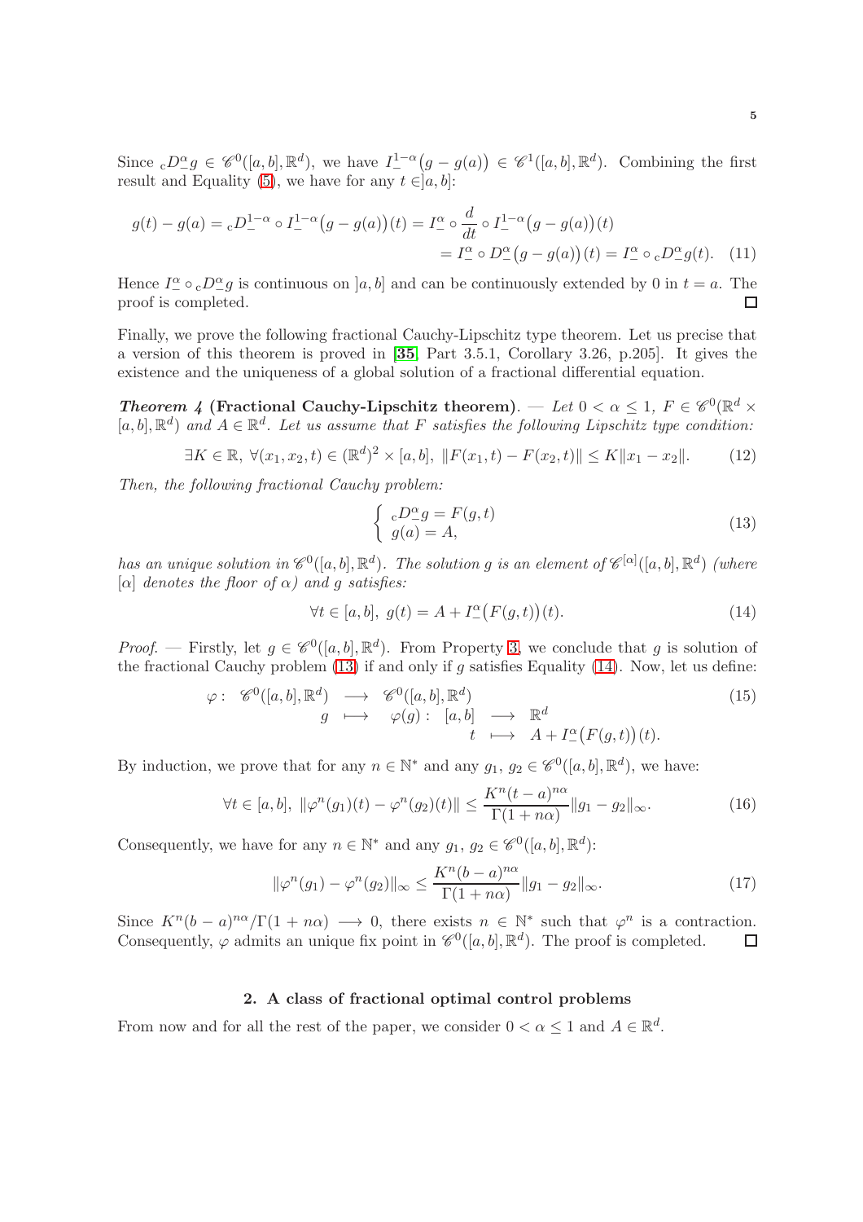Since ${}_cD^\alpha_- g \in \mathscr{C}^0([a,b],\mathbb{R}^d)$, we have $I^{1-\alpha}_-\big(g-g(a)\big) \in \mathscr{C}^1([a,b],\mathbb{R}^d)$. Combining the first result and Equality (5), we have for any $t \in ]a,b]$:

$$
\begin{aligned}
g(t)-g(a) = {}_cD^{1-\alpha}_- \circ I^{1-\alpha}_-\big(g-g(a)\big)(t) &= I^\alpha_- \circ \frac{d}{dt} \circ I^{1-\alpha}_-\big(g-g(a)\big)(t) \\
&= I^\alpha_- \circ D^\alpha_-\big(g-g(a)\big)(t) = I^\alpha_- \circ {}_cD^\alpha_- g(t). \quad (11)
\end{aligned}
$$

Hence $I^\alpha_- \circ {}_cD^\alpha_- g$ is continuous on $]a,b]$ and can be continuously extended by 0 in $t=a$. The proof is completed. □

Finally, we prove the following fractional Cauchy-Lipschitz type theorem. Let us precise that a version of this theorem is proved in [**35**, Part 3.5.1, Corollary 3.26, p.205]. It gives the existence and the uniqueness of a global solution of a fractional differential equation.

***Theorem 4* (Fractional Cauchy-Lipschitz theorem).** — *Let $0 < \alpha \leq 1$, $F \in \mathscr{C}^0(\mathbb{R}^d \times [a,b],\mathbb{R}^d)$ and $A \in \mathbb{R}^d$. Let us assume that $F$ satisfies the following Lipschitz type condition:*

$$
\exists K \in \mathbb{R},\ \forall (x_1,x_2,t) \in (\mathbb{R}^d)^2 \times [a,b],\ \|F(x_1,t)-F(x_2,t)\| \leq K\|x_1-x_2\|. \quad (12)
$$

*Then, the following fractional Cauchy problem:*

$$
\left\{ \begin{array}{l} {}_cD^\alpha_- g = F(g,t) \\ g(a) = A, \end{array} \right. \quad (13)
$$

*has an unique solution in $\mathscr{C}^0([a,b],\mathbb{R}^d)$. The solution $g$ is an element of $\mathscr{C}^{[\alpha]}([a,b],\mathbb{R}^d)$ (where $[\alpha]$ denotes the floor of $\alpha$) and $g$ satisfies:*

$$
\forall t \in [a,b],\ g(t) = A + I^\alpha_-\big(F(g,t)\big)(t). \quad (14)
$$

*Proof.* — Firstly, let $g \in \mathscr{C}^0([a,b],\mathbb{R}^d)$. From Property 3, we conclude that $g$ is solution of the fractional Cauchy problem (13) if and only if $g$ satisfies Equality (14). Now, let us define:

$$
\begin{array}{rccl}
\varphi: & \mathscr{C}^0([a,b],\mathbb{R}^d) & \longrightarrow & \mathscr{C}^0([a,b],\mathbb{R}^d) \\
& g & \longmapsto & \varphi(g): \begin{array}{ccl} [a,b] & \longrightarrow & \mathbb{R}^d \\ t & \longmapsto & A + I^\alpha_-\big(F(g,t)\big)(t). \end{array}
\end{array} \quad (15)
$$

By induction, we prove that for any $n \in \mathbb{N}^*$ and any $g_1, g_2 \in \mathscr{C}^0([a,b],\mathbb{R}^d)$, we have:

$$
\forall t \in [a,b],\ \|\varphi^n(g_1)(t)-\varphi^n(g_2)(t)\| \leq \frac{K^n(t-a)^{n\alpha}}{\Gamma(1+n\alpha)}\|g_1-g_2\|_\infty. \quad (16)
$$

Consequently, we have for any $n \in \mathbb{N}^*$ and any $g_1, g_2 \in \mathscr{C}^0([a,b],\mathbb{R}^d)$:

$$
\|\varphi^n(g_1)-\varphi^n(g_2)\|_\infty \leq \frac{K^n(b-a)^{n\alpha}}{\Gamma(1+n\alpha)}\|g_1-g_2\|_\infty. \quad (17)
$$

Since $K^n(b-a)^{n\alpha}/\Gamma(1+n\alpha) \longrightarrow 0$, there exists $n \in \mathbb{N}^*$ such that $\varphi^n$ is a contraction. Consequently, $\varphi$ admits an unique fix point in $\mathscr{C}^0([a,b],\mathbb{R}^d)$. The proof is completed. □

## 2. A class of fractional optimal control problems

From now and for all the rest of the paper, we consider $0 < \alpha \leq 1$ and $A \in \mathbb{R}^d$.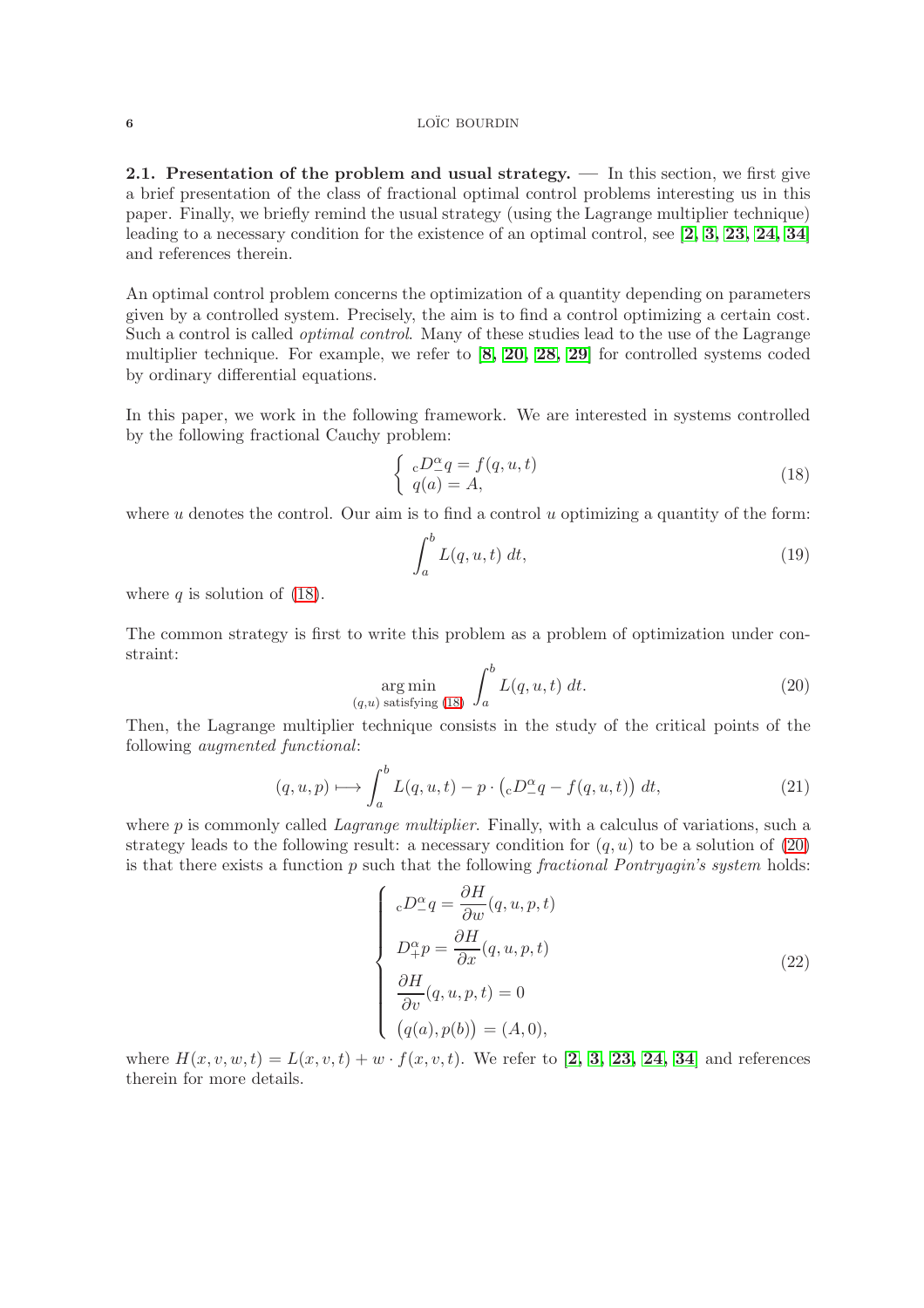**2.1. Presentation of the problem and usual strategy.** — In this section, we first give a brief presentation of the class of fractional optimal control problems interesting us in this paper. Finally, we briefly remind the usual strategy (using the Lagrange multiplier technique) leading to a necessary condition for the existence of an optimal control, see [2, 3, 23, 24, 34] and references therein.

An optimal control problem concerns the optimization of a quantity depending on parameters given by a controlled system. Precisely, the aim is to find a control optimizing a certain cost. Such a control is called *optimal control*. Many of these studies lead to the use of the Lagrange multiplier technique. For example, we refer to [8, 20, 28, 29] for controlled systems coded by ordinary differential equations.

In this paper, we work in the following framework. We are interested in systems controlled by the following fractional Cauchy problem:

$$\begin{cases} {}_cD^\alpha_- q = f(q,u,t) \\ q(a) = A, \end{cases} \tag{18}$$

where $u$ denotes the control. Our aim is to find a control $u$ optimizing a quantity of the form:

$$\int_a^b L(q,u,t)\, dt, \tag{19}$$

where $q$ is solution of (18).

The common strategy is first to write this problem as a problem of optimization under constraint:

$$\operatorname*{arg\,min}_{(q,u) \text{ satisfying } (18)} \int_a^b L(q,u,t)\, dt. \tag{20}$$

Then, the Lagrange multiplier technique consists in the study of the critical points of the following *augmented functional*:

$$(q,u,p) \longmapsto \int_a^b L(q,u,t) - p \cdot \big({}_cD^\alpha_- q - f(q,u,t)\big)\, dt, \tag{21}$$

where $p$ is commonly called *Lagrange multiplier*. Finally, with a calculus of variations, such a strategy leads to the following result: a necessary condition for $(q,u)$ to be a solution of (20) is that there exists a function $p$ such that the following *fractional Pontryagin's system* holds:

$$\begin{cases} {}_cD^\alpha_- q = \dfrac{\partial H}{\partial w}(q,u,p,t) \\ D^\alpha_+ p = \dfrac{\partial H}{\partial x}(q,u,p,t) \\ \dfrac{\partial H}{\partial v}(q,u,p,t) = 0 \\ \big(q(a), p(b)\big) = (A, 0), \end{cases} \tag{22}$$

where $H(x,v,w,t) = L(x,v,t) + w \cdot f(x,v,t)$. We refer to [2, 3, 23, 24, 34] and references therein for more details.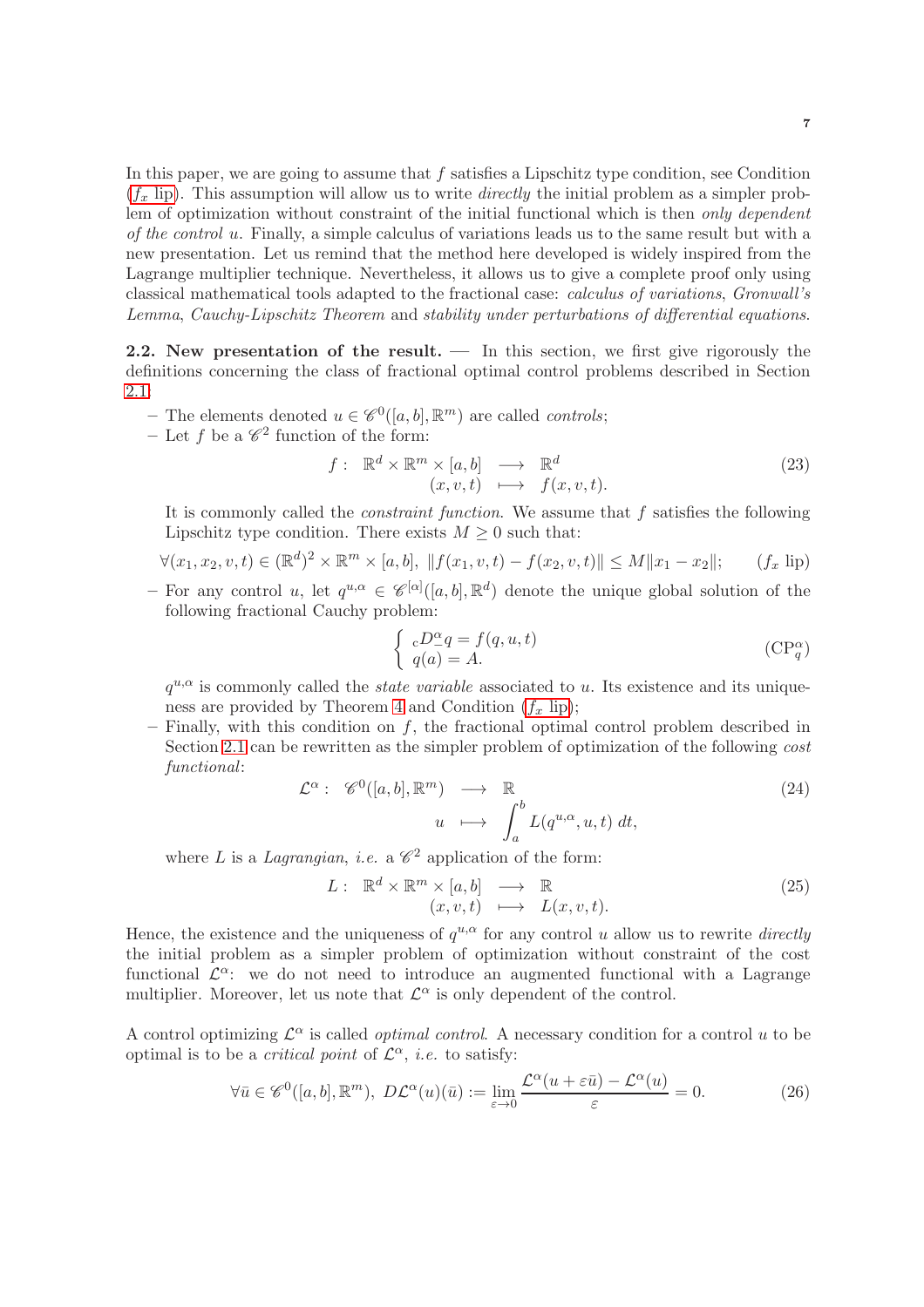In this paper, we are going to assume that $f$ satisfies a Lipschitz type condition, see Condition ($f_x$ lip). This assumption will allow us to write *directly* the initial problem as a simpler problem of optimization without constraint of the initial functional which is then *only dependent of the control* $u$. Finally, a simple calculus of variations leads us to the same result but with a new presentation. Let us remind that the method here developed is widely inspired from the Lagrange multiplier technique. Nevertheless, it allows us to give a complete proof only using classical mathematical tools adapted to the fractional case: *calculus of variations*, *Gronwall's Lemma*, *Cauchy-Lipschitz Theorem* and *stability under perturbations of differential equations*.

**2.2. New presentation of the result.** — In this section, we first give rigorously the definitions concerning the class of fractional optimal control problems described in Section 2.1:

- The elements denoted $u \in \mathscr{C}^0([a,b],\mathbb{R}^m)$ are called *controls*;
- Let $f$ be a $\mathscr{C}^2$ function of the form:

$$
\begin{array}{rccc} f: & \mathbb{R}^d \times \mathbb{R}^m \times [a,b] & \longrightarrow & \mathbb{R}^d \\ & (x,v,t) & \longmapsto & f(x,v,t). \end{array} \tag{23}
$$

  It is commonly called the *constraint function*. We assume that $f$ satisfies the following Lipschitz type condition. There exists $M \geq 0$ such that:

$$
\forall (x_1,x_2,v,t) \in (\mathbb{R}^d)^2 \times \mathbb{R}^m \times [a,b],\ \|f(x_1,v,t) - f(x_2,v,t)\| \leq M \|x_1 - x_2\|; \qquad (f_x \text{ lip})
$$

- For any control $u$, let $q^{u,\alpha} \in \mathscr{C}^{[\alpha]}([a,b],\mathbb{R}^d)$ denote the unique global solution of the following fractional Cauchy problem:

$$
\left\{ \begin{array}{l} {}_{\mathrm{c}}D^{\alpha}_{-} q = f(q,u,t) \\ q(a) = A. \end{array} \right. \tag{$\mathrm{CP}^{\alpha}_{q}$}
$$

  $q^{u,\alpha}$ is commonly called the *state variable* associated to $u$. Its existence and its uniqueness are provided by Theorem 4 and Condition ($f_x$ lip);
- Finally, with this condition on $f$, the fractional optimal control problem described in Section 2.1 can be rewritten as the simpler problem of optimization of the following *cost functional*:

$$
\begin{array}{rccc} \mathcal{L}^{\alpha}: & \mathscr{C}^0([a,b],\mathbb{R}^m) & \longrightarrow & \mathbb{R} \\ & u & \longmapsto & \displaystyle\int_a^b L(q^{u,\alpha},u,t)\,dt, \end{array} \tag{24}
$$

  where $L$ is a *Lagrangian*, *i.e.* a $\mathscr{C}^2$ application of the form:

$$
\begin{array}{rccc} L: & \mathbb{R}^d \times \mathbb{R}^m \times [a,b] & \longrightarrow & \mathbb{R} \\ & (x,v,t) & \longmapsto & L(x,v,t). \end{array} \tag{25}
$$

Hence, the existence and the uniqueness of $q^{u,\alpha}$ for any control $u$ allow us to rewrite *directly* the initial problem as a simpler problem of optimization without constraint of the cost functional $\mathcal{L}^{\alpha}$: we do not need to introduce an augmented functional with a Lagrange multiplier. Moreover, let us note that $\mathcal{L}^{\alpha}$ is only dependent of the control.

A control optimizing $\mathcal{L}^{\alpha}$ is called *optimal control*. A necessary condition for a control $u$ to be optimal is to be a *critical point* of $\mathcal{L}^{\alpha}$, *i.e.* to satisfy:

$$
\forall \bar{u} \in \mathscr{C}^0([a,b],\mathbb{R}^m),\ D\mathcal{L}^{\alpha}(u)(\bar{u}) := \lim_{\varepsilon \to 0} \frac{\mathcal{L}^{\alpha}(u+\varepsilon\bar{u}) - \mathcal{L}^{\alpha}(u)}{\varepsilon} = 0. \tag{26}
$$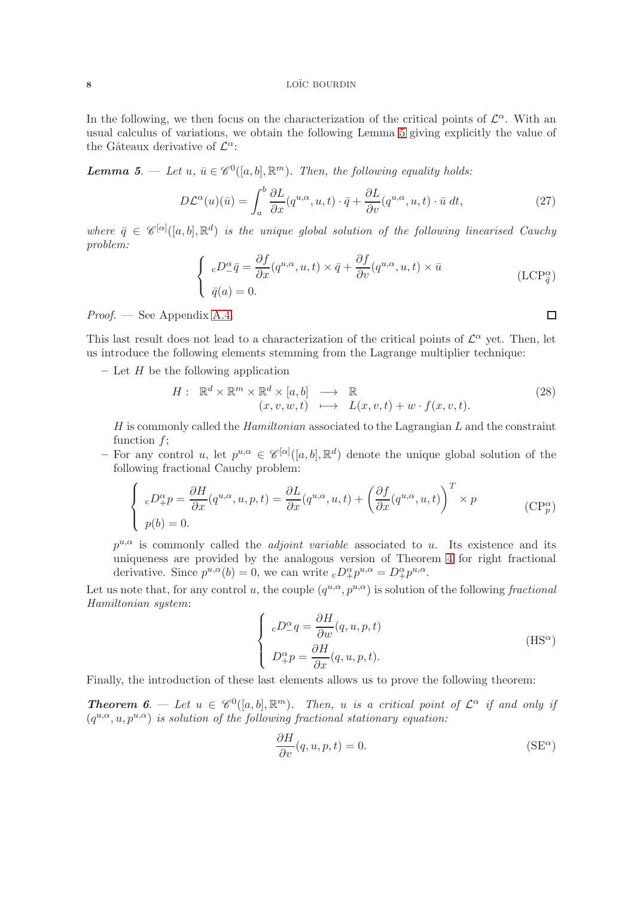In the following, we then focus on the characterization of the critical points of $\mathcal{L}^\alpha$. With an usual calculus of variations, we obtain the following Lemma 5 giving explicitly the value of the Gâteaux derivative of $\mathcal{L}^\alpha$:

***Lemma 5**. — Let $u$, $\bar{u} \in \mathscr{C}^0([a,b],\mathbb{R}^m)$. Then, the following equality holds:*

$$D\mathcal{L}^\alpha(u)(\bar{u}) = \int_a^b \frac{\partial L}{\partial x}(q^{u,\alpha},u,t)\cdot \bar{q} + \frac{\partial L}{\partial v}(q^{u,\alpha},u,t)\cdot \bar{u}\; dt, \tag{27}$$

*where $\bar{q} \in \mathscr{C}^{[\alpha]}([a,b],\mathbb{R}^d)$ is the unique global solution of the following linearised Cauchy problem:*

$$\left\{ \begin{array}{l} {}_{c}D^\alpha_{-}\bar{q} = \dfrac{\partial f}{\partial x}(q^{u,\alpha},u,t) \times \bar{q} + \dfrac{\partial f}{\partial v}(q^{u,\alpha},u,t) \times \bar{u} \\ \bar{q}(a) = 0. \end{array} \right. \tag{$\mathrm{LCP}^\alpha_{\bar{q}}$}$$

*Proof.* — See Appendix A.4. □

This last result does not lead to a characterization of the critical points of $\mathcal{L}^\alpha$ yet. Then, let us introduce the following elements stemming from the Lagrange multiplier technique:

- Let $H$ be the following application

$$\begin{array}{rccc} H: & \mathbb{R}^d \times \mathbb{R}^m \times \mathbb{R}^d \times [a,b] & \longrightarrow & \mathbb{R} \\ & (x,v,w,t) & \longmapsto & L(x,v,t) + w \cdot f(x,v,t). \end{array} \tag{28}$$

  $H$ is commonly called the *Hamiltonian* associated to the Lagrangian $L$ and the constraint function $f$;

- For any control $u$, let $p^{u,\alpha} \in \mathscr{C}^{[\alpha]}([a,b],\mathbb{R}^d)$ denote the unique global solution of the following fractional Cauchy problem:

$$\left\{ \begin{array}{l} {}_{c}D^\alpha_{+}p = \dfrac{\partial H}{\partial x}(q^{u,\alpha},u,p,t) = \dfrac{\partial L}{\partial x}(q^{u,\alpha},u,t) + \left(\dfrac{\partial f}{\partial x}(q^{u,\alpha},u,t)\right)^T \times p \\ p(b) = 0. \end{array} \right. \tag{$\mathrm{CP}^\alpha_p$}$$

  $p^{u,\alpha}$ is commonly called the *adjoint variable* associated to $u$. Its existence and its uniqueness are provided by the analogous version of Theorem 4 for right fractional derivative. Since $p^{u,\alpha}(b) = 0$, we can write ${}_{c}D^\alpha_{+}p^{u,\alpha} = D^\alpha_{+}p^{u,\alpha}$.

Let us note that, for any control $u$, the couple $(q^{u,\alpha},p^{u,\alpha})$ is solution of the following *fractional Hamiltonian system*:

$$\left\{ \begin{array}{l} {}_{c}D^\alpha_{-}q = \dfrac{\partial H}{\partial w}(q,u,p,t) \\ D^\alpha_{+}p = \dfrac{\partial H}{\partial x}(q,u,p,t). \end{array} \right. \tag{$\mathrm{HS}^\alpha$}$$

Finally, the introduction of these last elements allows us to prove the following theorem:

***Theorem 6**. — Let $u \in \mathscr{C}^0([a,b],\mathbb{R}^m)$. Then, $u$ is a critical point of $\mathcal{L}^\alpha$ if and only if $(q^{u,\alpha},u,p^{u,\alpha})$ is solution of the following fractional stationary equation:*

$$\frac{\partial H}{\partial v}(q,u,p,t) = 0. \tag{$\mathrm{SE}^\alpha$}$$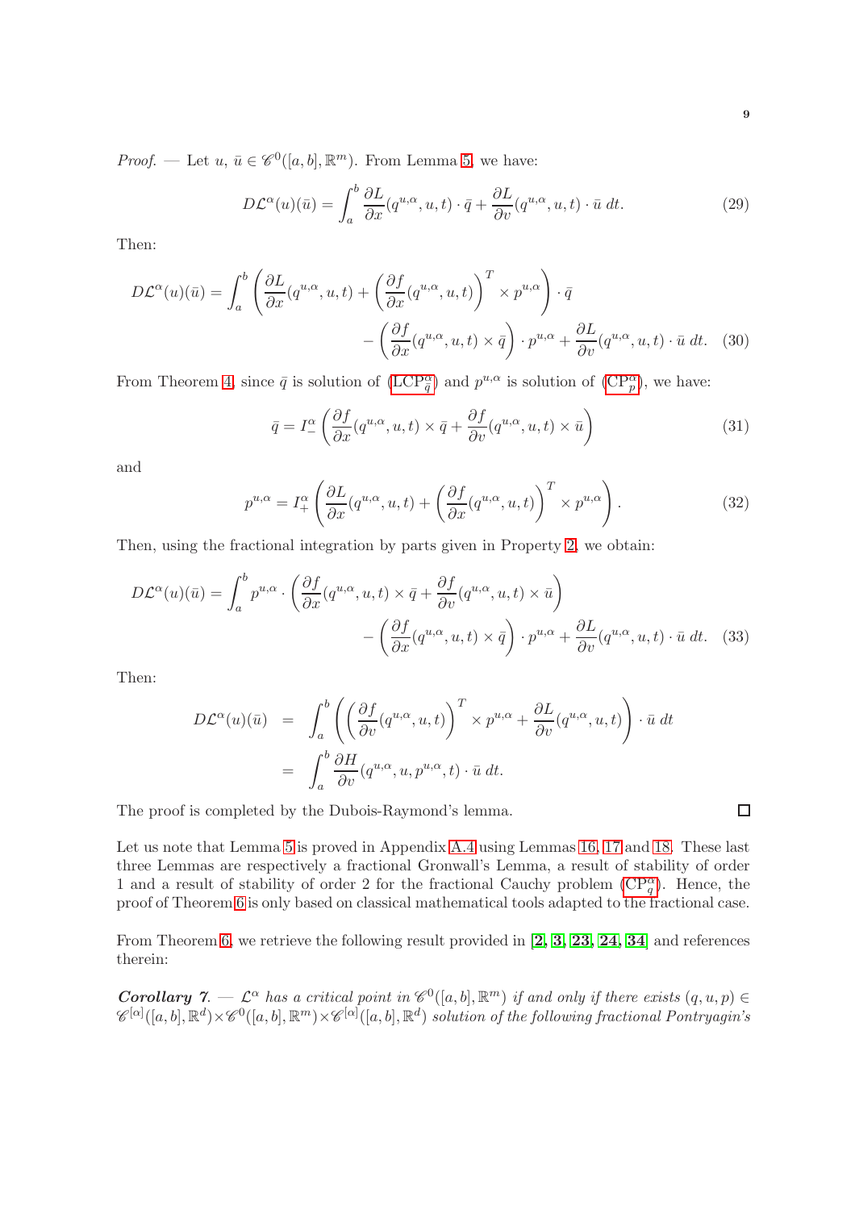*Proof.* — Let $u,\ \bar{u} \in \mathscr{C}^0([a,b],\mathbb{R}^m)$. From Lemma 5, we have:

$$D\mathcal{L}^\alpha(u)(\bar{u}) = \int_a^b \frac{\partial L}{\partial x}(q^{u,\alpha},u,t)\cdot \bar{q} + \frac{\partial L}{\partial v}(q^{u,\alpha},u,t)\cdot \bar{u}\ dt. \tag{29}$$

Then:

$$D\mathcal{L}^\alpha(u)(\bar{u}) = \int_a^b \left( \frac{\partial L}{\partial x}(q^{u,\alpha},u,t) + \left(\frac{\partial f}{\partial x}(q^{u,\alpha},u,t)\right)^T \times p^{u,\alpha} \right)\cdot \bar{q} \\ - \left( \frac{\partial f}{\partial x}(q^{u,\alpha},u,t)\times \bar{q} \right)\cdot p^{u,\alpha} + \frac{\partial L}{\partial v}(q^{u,\alpha},u,t)\cdot \bar{u}\ dt. \tag{30}$$

From Theorem 4, since $\bar{q}$ is solution of ($\text{LCP}^\alpha_{\bar{q}}$) and $p^{u,\alpha}$ is solution of ($\text{CP}^\alpha_p$), we have:

$$\bar{q} = I^\alpha_- \left( \frac{\partial f}{\partial x}(q^{u,\alpha},u,t)\times \bar{q} + \frac{\partial f}{\partial v}(q^{u,\alpha},u,t)\times \bar{u} \right) \tag{31}$$

and

$$p^{u,\alpha} = I^\alpha_+ \left( \frac{\partial L}{\partial x}(q^{u,\alpha},u,t) + \left(\frac{\partial f}{\partial x}(q^{u,\alpha},u,t)\right)^T \times p^{u,\alpha} \right). \tag{32}$$

Then, using the fractional integration by parts given in Property 2, we obtain:

$$D\mathcal{L}^\alpha(u)(\bar{u}) = \int_a^b p^{u,\alpha}\cdot \left( \frac{\partial f}{\partial x}(q^{u,\alpha},u,t)\times \bar{q} + \frac{\partial f}{\partial v}(q^{u,\alpha},u,t)\times \bar{u} \right) \\ - \left( \frac{\partial f}{\partial x}(q^{u,\alpha},u,t)\times \bar{q} \right)\cdot p^{u,\alpha} + \frac{\partial L}{\partial v}(q^{u,\alpha},u,t)\cdot \bar{u}\ dt. \tag{33}$$

Then:

$$\begin{aligned} D\mathcal{L}^\alpha(u)(\bar{u}) &= \int_a^b \left( \left(\frac{\partial f}{\partial v}(q^{u,\alpha},u,t)\right)^T \times p^{u,\alpha} + \frac{\partial L}{\partial v}(q^{u,\alpha},u,t) \right)\cdot \bar{u}\ dt \\ &= \int_a^b \frac{\partial H}{\partial v}(q^{u,\alpha},u,p^{u,\alpha},t)\cdot \bar{u}\ dt. \end{aligned}$$

The proof is completed by the Dubois-Raymond's lemma. □

Let us note that Lemma 5 is proved in Appendix A.4 using Lemmas 16, 17 and 18. These last three Lemmas are respectively a fractional Gronwall's Lemma, a result of stability of order 1 and a result of stability of order 2 for the fractional Cauchy problem ($\text{CP}^\alpha_q$). Hence, the proof of Theorem 6 is only based on classical mathematical tools adapted to the fractional case.

From Theorem 6, we retrieve the following result provided in **[2, 3, 23, 24, 34]** and references therein:

***Corollary 7.*** — *$\mathcal{L}^\alpha$ has a critical point in $\mathscr{C}^0([a,b],\mathbb{R}^m)$ if and only if there exists $(q,u,p) \in \mathscr{C}^{[\alpha]}([a,b],\mathbb{R}^d)\times\mathscr{C}^0([a,b],\mathbb{R}^m)\times\mathscr{C}^{[\alpha]}([a,b],\mathbb{R}^d)$ solution of the following fractional Pontryagin's*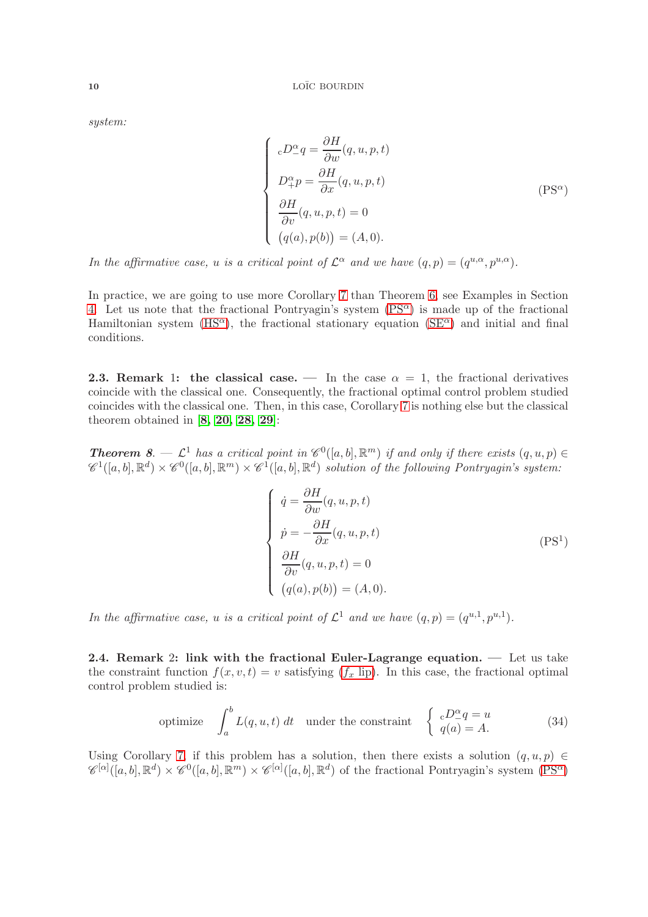*system:*

$$\begin{cases} {}_cD^\alpha_- q = \dfrac{\partial H}{\partial w}(q,u,p,t) \\ D^\alpha_+ p = \dfrac{\partial H}{\partial x}(q,u,p,t) \\ \dfrac{\partial H}{\partial v}(q,u,p,t) = 0 \\ \big(q(a),p(b)\big) = (A,0). \end{cases} \tag{PS$^\alpha$}$$

*In the affirmative case, $u$ is a critical point of $\mathcal{L}^\alpha$ and we have $(q,p) = (q^{u,\alpha}, p^{u,\alpha})$.*

In practice, we are going to use more Corollary 7 than Theorem 6, see Examples in Section 4. Let us note that the fractional Pontryagin's system (PS$^\alpha$) is made up of the fractional Hamiltonian system (HS$^\alpha$), the fractional stationary equation (SE$^\alpha$) and initial and final conditions.

**2.3. Remark 1: the classical case.** — In the case $\alpha = 1$, the fractional derivatives coincide with the classical one. Consequently, the fractional optimal control problem studied coincides with the classical one. Then, in this case, Corollary 7 is nothing else but the classical theorem obtained in [**8**, **20**, **28**, **29**]:

***Theorem 8.*** — *$\mathcal{L}^1$ has a critical point in $\mathscr{C}^0([a,b],\mathbb{R}^m)$ if and only if there exists $(q,u,p) \in \mathscr{C}^1([a,b],\mathbb{R}^d) \times \mathscr{C}^0([a,b],\mathbb{R}^m) \times \mathscr{C}^1([a,b],\mathbb{R}^d)$ solution of the following Pontryagin's system:*

$$\begin{cases} \dot{q} = \dfrac{\partial H}{\partial w}(q,u,p,t) \\ \dot{p} = -\dfrac{\partial H}{\partial x}(q,u,p,t) \\ \dfrac{\partial H}{\partial v}(q,u,p,t) = 0 \\ \big(q(a),p(b)\big) = (A,0). \end{cases} \tag{PS$^1$}$$

*In the affirmative case, $u$ is a critical point of $\mathcal{L}^1$ and we have $(q,p) = (q^{u,1}, p^{u,1})$.*

**2.4. Remark 2: link with the fractional Euler-Lagrange equation.** — Let us take the constraint function $f(x,v,t) = v$ satisfying ($f_x$ lip). In this case, the fractional optimal control problem studied is:

$$\text{optimize} \quad \int_a^b L(q,u,t)\,dt \quad \text{under the constraint} \quad \begin{cases} {}_cD^\alpha_- q = u \\ q(a) = A. \end{cases} \tag{34}$$

Using Corollary 7, if this problem has a solution, then there exists a solution $(q,u,p) \in \mathscr{C}^{[\alpha]}([a,b],\mathbb{R}^d) \times \mathscr{C}^0([a,b],\mathbb{R}^m) \times \mathscr{C}^{[\alpha]}([a,b],\mathbb{R}^d)$ of the fractional Pontryagin's system (PS$^\alpha$)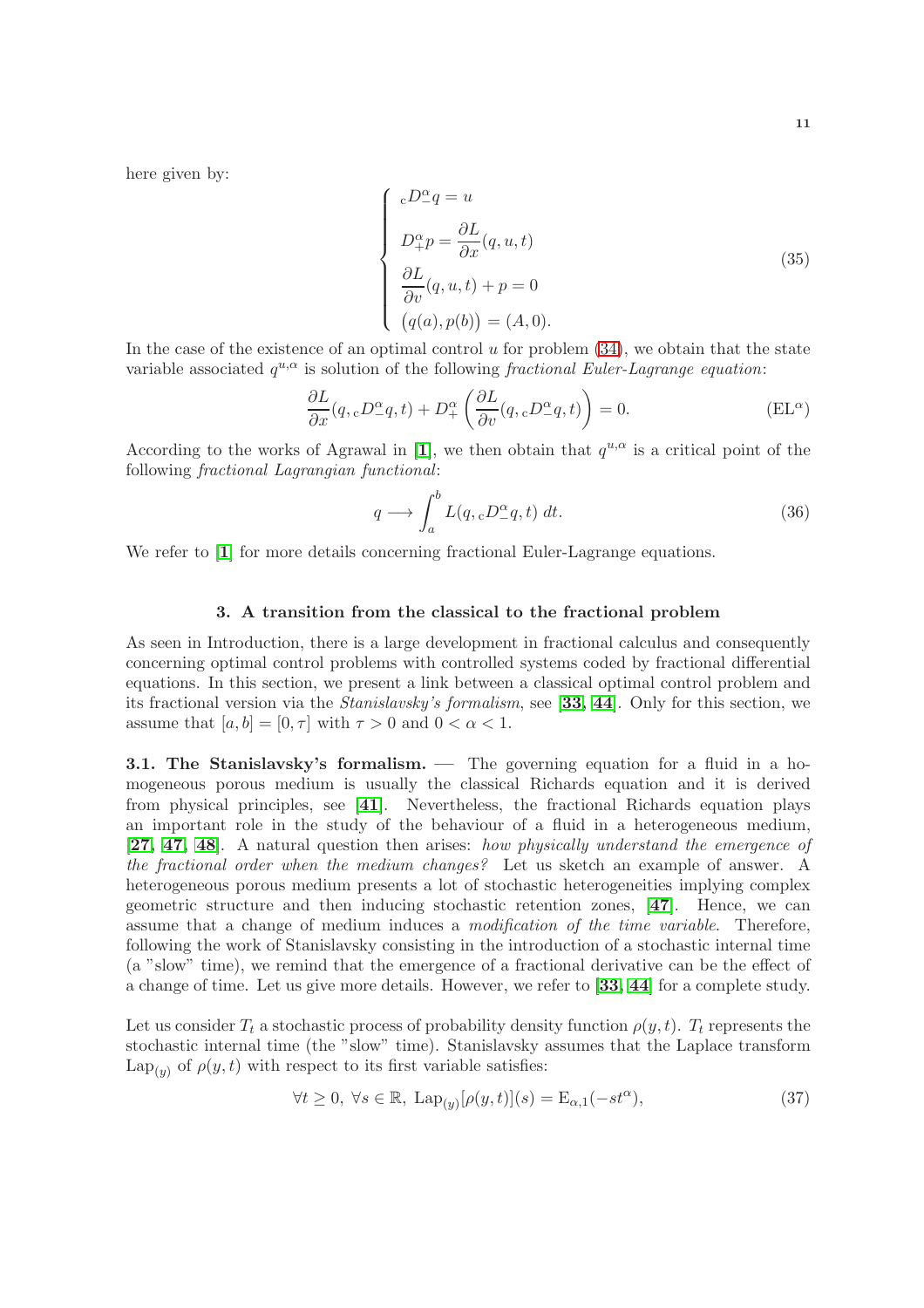here given by:

$$
\begin{cases}
{}_cD^{\alpha}_{-}q = u \\
D^{\alpha}_{+}p = \dfrac{\partial L}{\partial x}(q,u,t) \\
\dfrac{\partial L}{\partial v}(q,u,t) + p = 0 \\
\big(q(a), p(b)\big) = (A, 0).
\end{cases}
\tag{35}
$$

In the case of the existence of an optimal control $u$ for problem (34), we obtain that the state variable associated $q^{u,\alpha}$ is solution of the following *fractional Euler-Lagrange equation*:

$$
\frac{\partial L}{\partial x}(q, {}_cD^{\alpha}_{-}q, t) + D^{\alpha}_{+}\left(\frac{\partial L}{\partial v}(q, {}_cD^{\alpha}_{-}q, t)\right) = 0. \tag{EL$^\alpha$}
$$

According to the works of Agrawal in [1], we then obtain that $q^{u,\alpha}$ is a critical point of the following *fractional Lagrangian functional*:

$$
q \longrightarrow \int_a^b L(q, {}_cD^{\alpha}_{-}q, t)\, dt. \tag{36}
$$

We refer to [1] for more details concerning fractional Euler-Lagrange equations.

## 3. A transition from the classical to the fractional problem

As seen in Introduction, there is a large development in fractional calculus and consequently concerning optimal control problems with controlled systems coded by fractional differential equations. In this section, we present a link between a classical optimal control problem and its fractional version via the *Stanislavsky's formalism*, see [33, 44]. Only for this section, we assume that $[a,b] = [0,\tau]$ with $\tau > 0$ and $0 < \alpha < 1$.

**3.1. The Stanislavsky's formalism.** — The governing equation for a fluid in a homogeneous porous medium is usually the classical Richards equation and it is derived from physical principles, see [41]. Nevertheless, the fractional Richards equation plays an important role in the study of the behaviour of a fluid in a heterogeneous medium, [27, 47, 48]. A natural question then arises: *how physically understand the emergence of the fractional order when the medium changes?* Let us sketch an example of answer. A heterogeneous porous medium presents a lot of stochastic heterogeneities implying complex geometric structure and then inducing stochastic retention zones, [47]. Hence, we can assume that a change of medium induces a *modification of the time variable*. Therefore, following the work of Stanislavsky consisting in the introduction of a stochastic internal time (a "slow" time), we remind that the emergence of a fractional derivative can be the effect of a change of time. Let us give more details. However, we refer to [33, 44] for a complete study.

Let us consider $T_t$ a stochastic process of probability density function $\rho(y,t)$. $T_t$ represents the stochastic internal time (the "slow" time). Stanislavsky assumes that the Laplace transform $\mathrm{Lap}_{(y)}$ of $\rho(y,t)$ with respect to its first variable satisfies:

$$
\forall t \geq 0,\ \forall s \in \mathbb{R},\ \mathrm{Lap}_{(y)}[\rho(y,t)](s) = \mathrm{E}_{\alpha,1}(-st^{\alpha}), \tag{37}
$$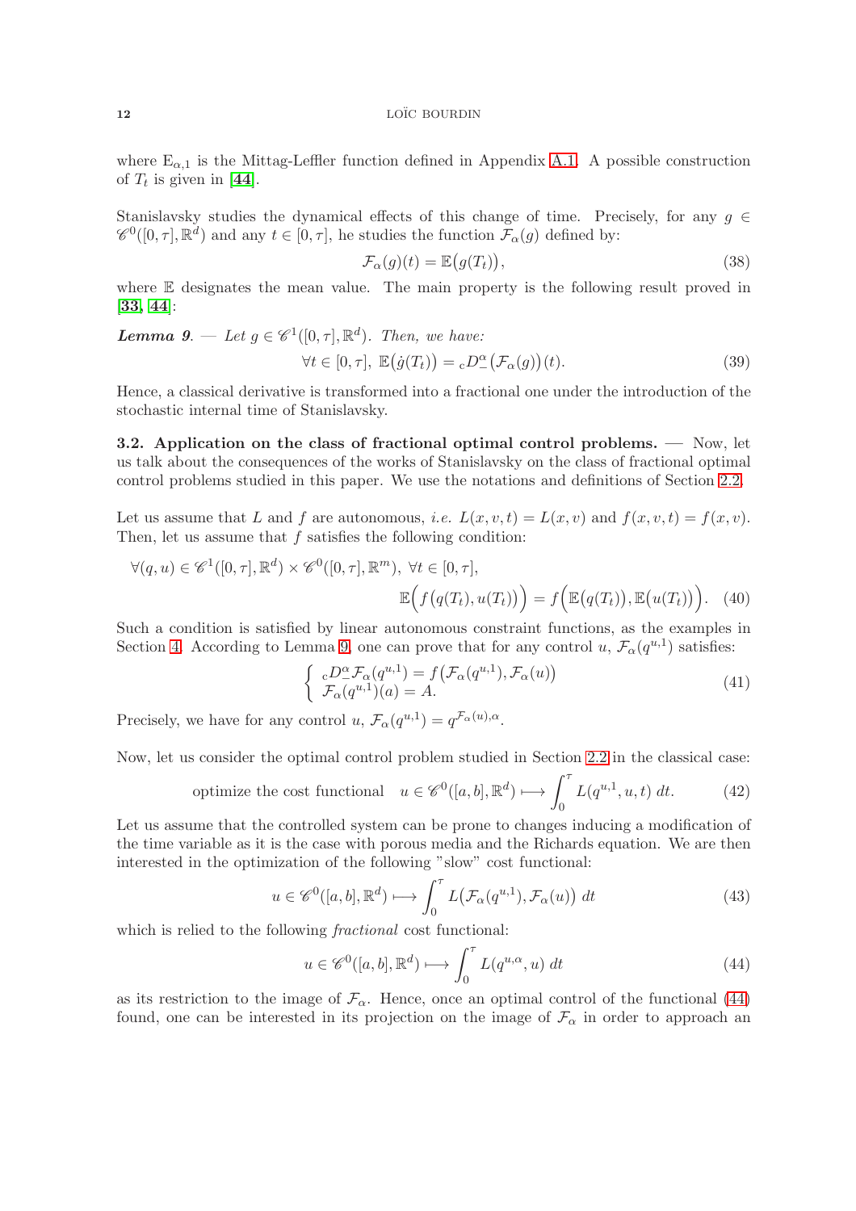where $\mathrm{E}_{\alpha,1}$ is the Mittag-Leffler function defined in Appendix A.1. A possible construction of $T_t$ is given in [**44**].

Stanislavsky studies the dynamical effects of this change of time. Precisely, for any $g \in \mathscr{C}^0([0,\tau],\mathbb{R}^d)$ and any $t \in [0,\tau]$, he studies the function $\mathcal{F}_\alpha(g)$ defined by:

$$\mathcal{F}_\alpha(g)(t) = \mathbb{E}\big(g(T_t)\big), \tag{38}$$

where $\mathbb{E}$ designates the mean value. The main property is the following result proved in [**33**, **44**]:

***Lemma 9***. — *Let $g \in \mathscr{C}^1([0,\tau],\mathbb{R}^d)$. Then, we have:*

$$\forall t \in [0,\tau],\ \mathbb{E}\big(\dot{g}(T_t)\big) = {}_{\mathrm{c}}D^\alpha_-\big(\mathcal{F}_\alpha(g)\big)(t). \tag{39}$$

Hence, a classical derivative is transformed into a fractional one under the introduction of the stochastic internal time of Stanislavsky.

**3.2. Application on the class of fractional optimal control problems.** — Now, let us talk about the consequences of the works of Stanislavsky on the class of fractional optimal control problems studied in this paper. We use the notations and definitions of Section 2.2.

Let us assume that $L$ and $f$ are autonomous, *i.e.* $L(x,v,t) = L(x,v)$ and $f(x,v,t) = f(x,v)$. Then, let us assume that $f$ satisfies the following condition:

$$\forall (q,u) \in \mathscr{C}^1([0,\tau],\mathbb{R}^d) \times \mathscr{C}^0([0,\tau],\mathbb{R}^m),\ \forall t \in [0,\tau],$$
$$\mathbb{E}\Big(f\big(q(T_t),u(T_t)\big)\Big) = f\Big(\mathbb{E}\big(q(T_t)\big),\mathbb{E}\big(u(T_t)\big)\Big). \tag{40}$$

Such a condition is satisfied by linear autonomous constraint functions, as the examples in Section 4. According to Lemma 9, one can prove that for any control $u$, $\mathcal{F}_\alpha(q^{u,1})$ satisfies:

$$\left\{ \begin{array}{l} {}_{\mathrm{c}}D^\alpha_- \mathcal{F}_\alpha(q^{u,1}) = f\big(\mathcal{F}_\alpha(q^{u,1}),\mathcal{F}_\alpha(u)\big) \\ \mathcal{F}_\alpha(q^{u,1})(a) = A. \end{array} \right. \tag{41}$$

Precisely, we have for any control $u$, $\mathcal{F}_\alpha(q^{u,1}) = q^{\mathcal{F}_\alpha(u),\alpha}$.

Now, let us consider the optimal control problem studied in Section 2.2 in the classical case:

$$\text{optimize the cost functional} \quad u \in \mathscr{C}^0([a,b],\mathbb{R}^d) \longmapsto \int_0^\tau L(q^{u,1},u,t)\,dt. \tag{42}$$

Let us assume that the controlled system can be prone to changes inducing a modification of the time variable as it is the case with porous media and the Richards equation. We are then interested in the optimization of the following "slow" cost functional:

$$u \in \mathscr{C}^0([a,b],\mathbb{R}^d) \longmapsto \int_0^\tau L\big(\mathcal{F}_\alpha(q^{u,1}),\mathcal{F}_\alpha(u)\big)\,dt \tag{43}$$

which is relied to the following *fractional* cost functional:

$$u \in \mathscr{C}^0([a,b],\mathbb{R}^d) \longmapsto \int_0^\tau L(q^{u,\alpha},u)\,dt \tag{44}$$

as its restriction to the image of $\mathcal{F}_\alpha$. Hence, once an optimal control of the functional (44) found, one can be interested in its projection on the image of $\mathcal{F}_\alpha$ in order to approach an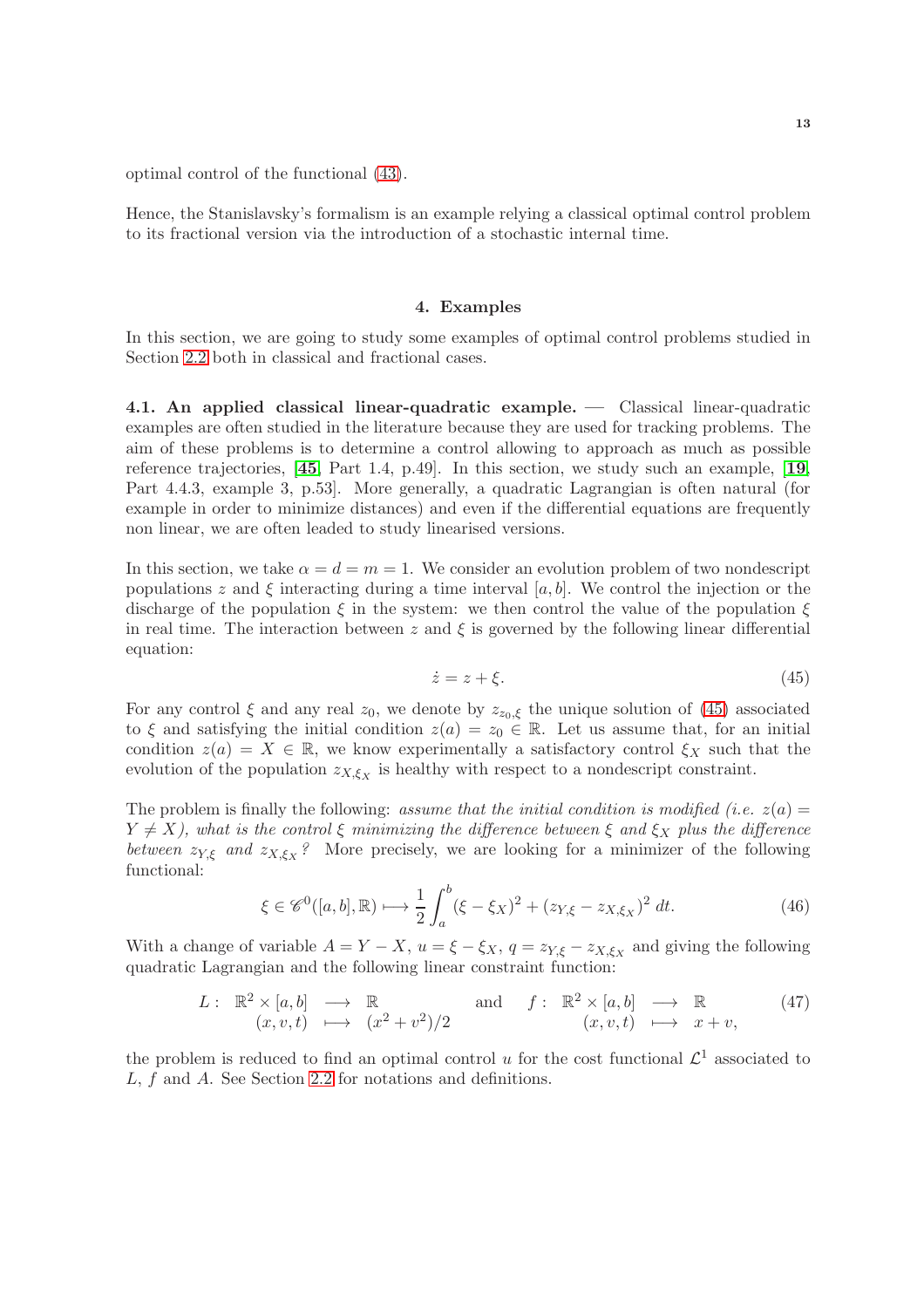optimal control of the functional (43).

Hence, the Stanislavsky's formalism is an example relying a classical optimal control problem to its fractional version via the introduction of a stochastic internal time.

## 4. Examples

In this section, we are going to study some examples of optimal control problems studied in Section 2.2 both in classical and fractional cases.

**4.1. An applied classical linear-quadratic example.** — Classical linear-quadratic examples are often studied in the literature because they are used for tracking problems. The aim of these problems is to determine a control allowing to approach as much as possible reference trajectories, [**45**, Part 1.4, p.49]. In this section, we study such an example, [**19**, Part 4.4.3, example 3, p.53]. More generally, a quadratic Lagrangian is often natural (for example in order to minimize distances) and even if the differential equations are frequently non linear, we are often leaded to study linearised versions.

In this section, we take $\alpha = d = m = 1$. We consider an evolution problem of two nondescript populations $z$ and $\xi$ interacting during a time interval $[a,b]$. We control the injection or the discharge of the population $\xi$ in the system: we then control the value of the population $\xi$ in real time. The interaction between $z$ and $\xi$ is governed by the following linear differential equation:

$$\dot{z} = z + \xi. \tag{45}$$

For any control $\xi$ and any real $z_0$, we denote by $z_{z_0,\xi}$ the unique solution of (45) associated to $\xi$ and satisfying the initial condition $z(a) = z_0 \in \mathbb{R}$. Let us assume that, for an initial condition $z(a) = X \in \mathbb{R}$, we know experimentally a satisfactory control $\xi_X$ such that the evolution of the population $z_{X,\xi_X}$ is healthy with respect to a nondescript constraint.

The problem is finally the following: *assume that the initial condition is modified (i.e. $z(a) = Y \neq X$), what is the control $\xi$ minimizing the difference between $\xi$ and $\xi_X$ plus the difference between $z_{Y,\xi}$ and $z_{X,\xi_X}$?* More precisely, we are looking for a minimizer of the following functional:

$$\xi \in \mathscr{C}^0([a,b],\mathbb{R}) \longmapsto \frac{1}{2}\int_a^b (\xi - \xi_X)^2 + (z_{Y,\xi} - z_{X,\xi_X})^2 \, dt. \tag{46}$$

With a change of variable $A = Y - X$, $u = \xi - \xi_X$, $q = z_{Y,\xi} - z_{X,\xi_X}$ and giving the following quadratic Lagrangian and the following linear constraint function:

$$L: \begin{array}{ccc} \mathbb{R}^2 \times [a,b] & \longrightarrow & \mathbb{R} \\ (x,v,t) & \longmapsto & (x^2+v^2)/2 \end{array} \quad \text{and} \quad f: \begin{array}{ccc} \mathbb{R}^2 \times [a,b] & \longrightarrow & \mathbb{R} \\ (x,v,t) & \longmapsto & x+v, \end{array} \tag{47}$$

the problem is reduced to find an optimal control $u$ for the cost functional $\mathcal{L}^1$ associated to $L$, $f$ and $A$. See Section 2.2 for notations and definitions.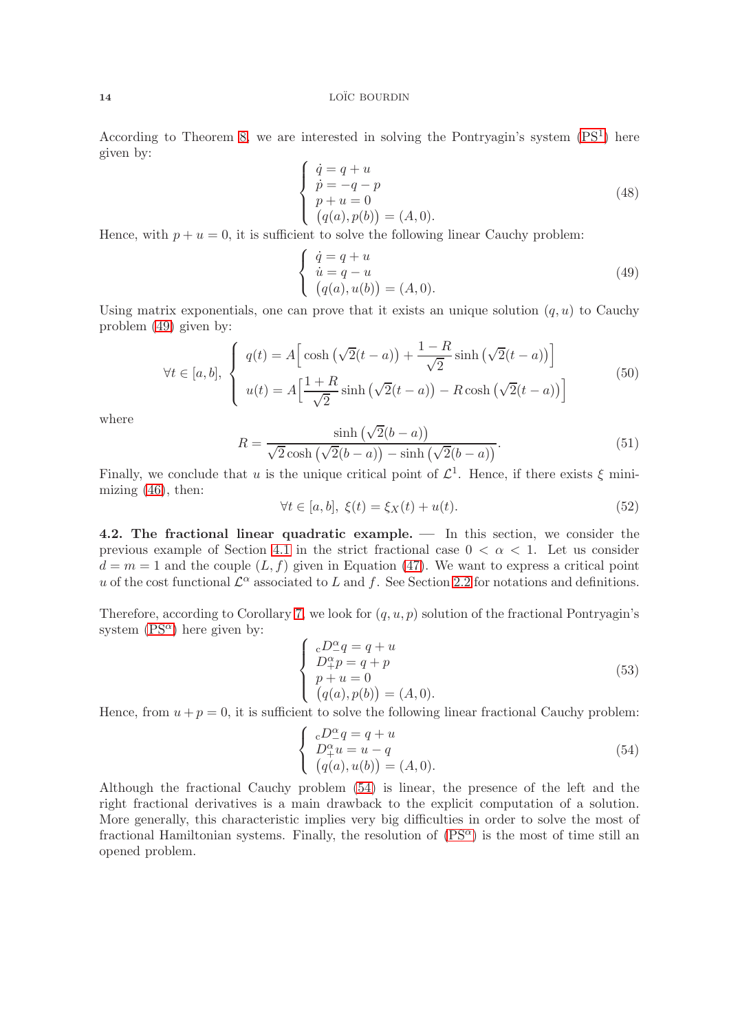According to Theorem 8, we are interested in solving the Pontryagin's system ($\text{PS}^1$) here given by:

$$\begin{cases} \dot{q} = q + u \\ \dot{p} = -q - p \\ p + u = 0 \\ \big(q(a), p(b)\big) = (A, 0). \end{cases} \tag{48}$$

Hence, with $p + u = 0$, it is sufficient to solve the following linear Cauchy problem:

$$\begin{cases} \dot{q} = q + u \\ \dot{u} = q - u \\ \big(q(a), u(b)\big) = (A, 0). \end{cases} \tag{49}$$

Using matrix exponentials, one can prove that it exists an unique solution $(q, u)$ to Cauchy problem (49) given by:

$$\forall t \in [a,b], \; \begin{cases} q(t) = A\Big[\cosh\big(\sqrt{2}(t-a)\big) + \dfrac{1-R}{\sqrt{2}} \sinh\big(\sqrt{2}(t-a)\big)\Big] \\ u(t) = A\Big[\dfrac{1+R}{\sqrt{2}} \sinh\big(\sqrt{2}(t-a)\big) - R\cosh\big(\sqrt{2}(t-a)\big)\Big] \end{cases} \tag{50}$$

where

$$R = \frac{\sinh\big(\sqrt{2}(b-a)\big)}{\sqrt{2}\cosh\big(\sqrt{2}(b-a)\big) - \sinh\big(\sqrt{2}(b-a)\big)}. \tag{51}$$

Finally, we conclude that $u$ is the unique critical point of $\mathcal{L}^1$. Hence, if there exists $\xi$ minimizing (46), then:

$$\forall t \in [a,b], \; \xi(t) = \xi_X(t) + u(t). \tag{52}$$

**4.2. The fractional linear quadratic example.** — In this section, we consider the previous example of Section 4.1 in the strict fractional case $0 < \alpha < 1$. Let us consider $d = m = 1$ and the couple $(L, f)$ given in Equation (47). We want to express a critical point $u$ of the cost functional $\mathcal{L}^\alpha$ associated to $L$ and $f$. See Section 2.2 for notations and definitions.

Therefore, according to Corollary 7, we look for $(q, u, p)$ solution of the fractional Pontryagin's system ($\text{PS}^\alpha$) here given by:

$$\begin{cases} {}_cD^\alpha_- q = q + u \\ D^\alpha_+ p = q + p \\ p + u = 0 \\ \big(q(a), p(b)\big) = (A, 0). \end{cases} \tag{53}$$

Hence, from $u + p = 0$, it is sufficient to solve the following linear fractional Cauchy problem:

$$\begin{cases} {}_cD^\alpha_- q = q + u \\ D^\alpha_+ u = u - q \\ \big(q(a), u(b)\big) = (A, 0). \end{cases} \tag{54}$$

Although the fractional Cauchy problem (54) is linear, the presence of the left and the right fractional derivatives is a main drawback to the explicit computation of a solution. More generally, this characteristic implies very big difficulties in order to solve the most of fractional Hamiltonian systems. Finally, the resolution of ($\text{PS}^\alpha$) is the most of time still an opened problem.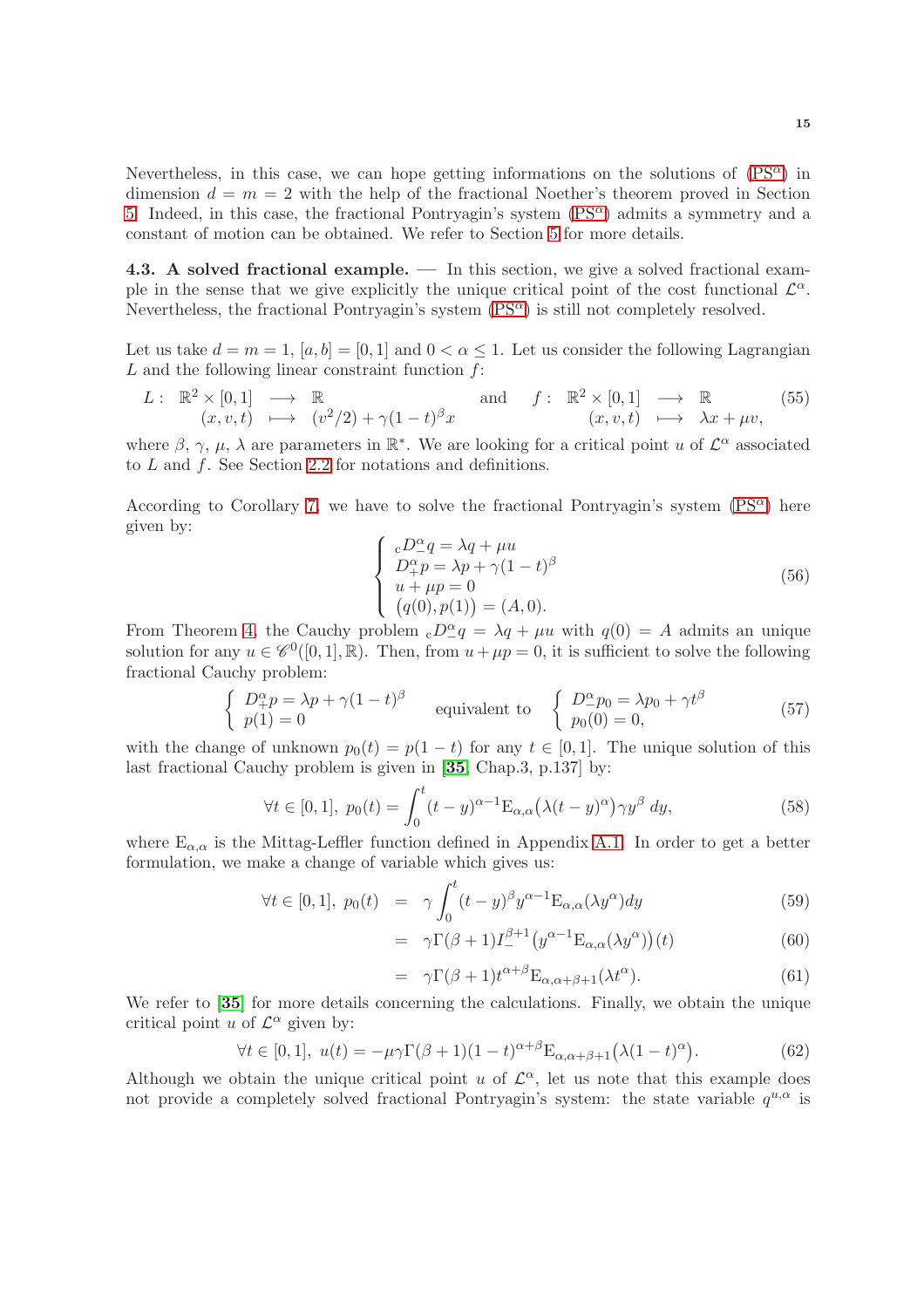Nevertheless, in this case, we can hope getting informations on the solutions of (PS$^\alpha$) in dimension $d = m = 2$ with the help of the fractional Noether's theorem proved in Section 5. Indeed, in this case, the fractional Pontryagin's system (PS$^\alpha$) admits a symmetry and a constant of motion can be obtained. We refer to Section 5 for more details.

**4.3. A solved fractional example.** — In this section, we give a solved fractional example in the sense that we give explicitly the unique critical point of the cost functional $\mathcal{L}^\alpha$. Nevertheless, the fractional Pontryagin's system (PS$^\alpha$) is still not completely resolved.

Let us take $d = m = 1$, $[a, b] = [0, 1]$ and $0 < \alpha \leq 1$. Let us consider the following Lagrangian $L$ and the following linear constraint function $f$:

$$
\begin{array}{rccc} L: & \mathbb{R}^2 \times [0,1] & \longrightarrow & \mathbb{R} \\ & (x,v,t) & \longmapsto & (v^2/2) + \gamma(1-t)^\beta x \end{array} \quad \text{and} \quad \begin{array}{rccc} f: & \mathbb{R}^2 \times [0,1] & \longrightarrow & \mathbb{R} \\ & (x,v,t) & \longmapsto & \lambda x + \mu v, \end{array} \tag{55}
$$

where $\beta$, $\gamma$, $\mu$, $\lambda$ are parameters in $\mathbb{R}^*$. We are looking for a critical point $u$ of $\mathcal{L}^\alpha$ associated to $L$ and $f$. See Section 2.2 for notations and definitions.

According to Corollary 7, we have to solve the fractional Pontryagin's system (PS$^\alpha$) here given by:

$$
\left\{ \begin{array}{l} {}_cD^\alpha_- q = \lambda q + \mu u \\ D^\alpha_+ p = \lambda p + \gamma(1-t)^\beta \\ u + \mu p = 0 \\ \big(q(0), p(1)\big) = (A, 0). \end{array} \right. \tag{56}
$$

From Theorem 4, the Cauchy problem ${}_cD^\alpha_- q = \lambda q + \mu u$ with $q(0) = A$ admits an unique solution for any $u \in \mathscr{C}^0([0,1], \mathbb{R})$. Then, from $u + \mu p = 0$, it is sufficient to solve the following fractional Cauchy problem:

$$
\left\{ \begin{array}{l} D^\alpha_+ p = \lambda p + \gamma(1-t)^\beta \\ p(1) = 0 \end{array} \right. \quad \text{equivalent to} \quad \left\{ \begin{array}{l} D^\alpha_- p_0 = \lambda p_0 + \gamma t^\beta \\ p_0(0) = 0, \end{array} \right. \tag{57}
$$

with the change of unknown $p_0(t) = p(1-t)$ for any $t \in [0,1]$. The unique solution of this last fractional Cauchy problem is given in [35, Chap.3, p.137] by:

$$
\forall t \in [0,1],\ p_0(t) = \int_0^t (t-y)^{\alpha-1} \mathrm{E}_{\alpha,\alpha}\big(\lambda(t-y)^\alpha\big) \gamma y^\beta \, dy, \tag{58}
$$

where $\mathrm{E}_{\alpha,\alpha}$ is the Mittag-Leffler function defined in Appendix A.1. In order to get a better formulation, we make a change of variable which gives us:

$$
\begin{aligned}
\forall t \in [0,1],\ p_0(t) &= \gamma \int_0^t (t-y)^\beta y^{\alpha-1} \mathrm{E}_{\alpha,\alpha}(\lambda y^\alpha) dy & (59) \\
&= \gamma \Gamma(\beta+1) I^{\beta+1}_- \big(y^{\alpha-1}\mathrm{E}_{\alpha,\alpha}(\lambda y^\alpha)\big)(t) & (60) \\
&= \gamma \Gamma(\beta+1) t^{\alpha+\beta} \mathrm{E}_{\alpha,\alpha+\beta+1}(\lambda t^\alpha). & (61)
\end{aligned}
$$

We refer to [35] for more details concerning the calculations. Finally, we obtain the unique critical point $u$ of $\mathcal{L}^\alpha$ given by:

$$
\forall t \in [0,1],\ u(t) = -\mu\gamma\Gamma(\beta+1)(1-t)^{\alpha+\beta}\mathrm{E}_{\alpha,\alpha+\beta+1}\big(\lambda(1-t)^\alpha\big). \tag{62}
$$

Although we obtain the unique critical point $u$ of $\mathcal{L}^\alpha$, let us note that this example does not provide a completely solved fractional Pontryagin's system: the state variable $q^{u,\alpha}$ is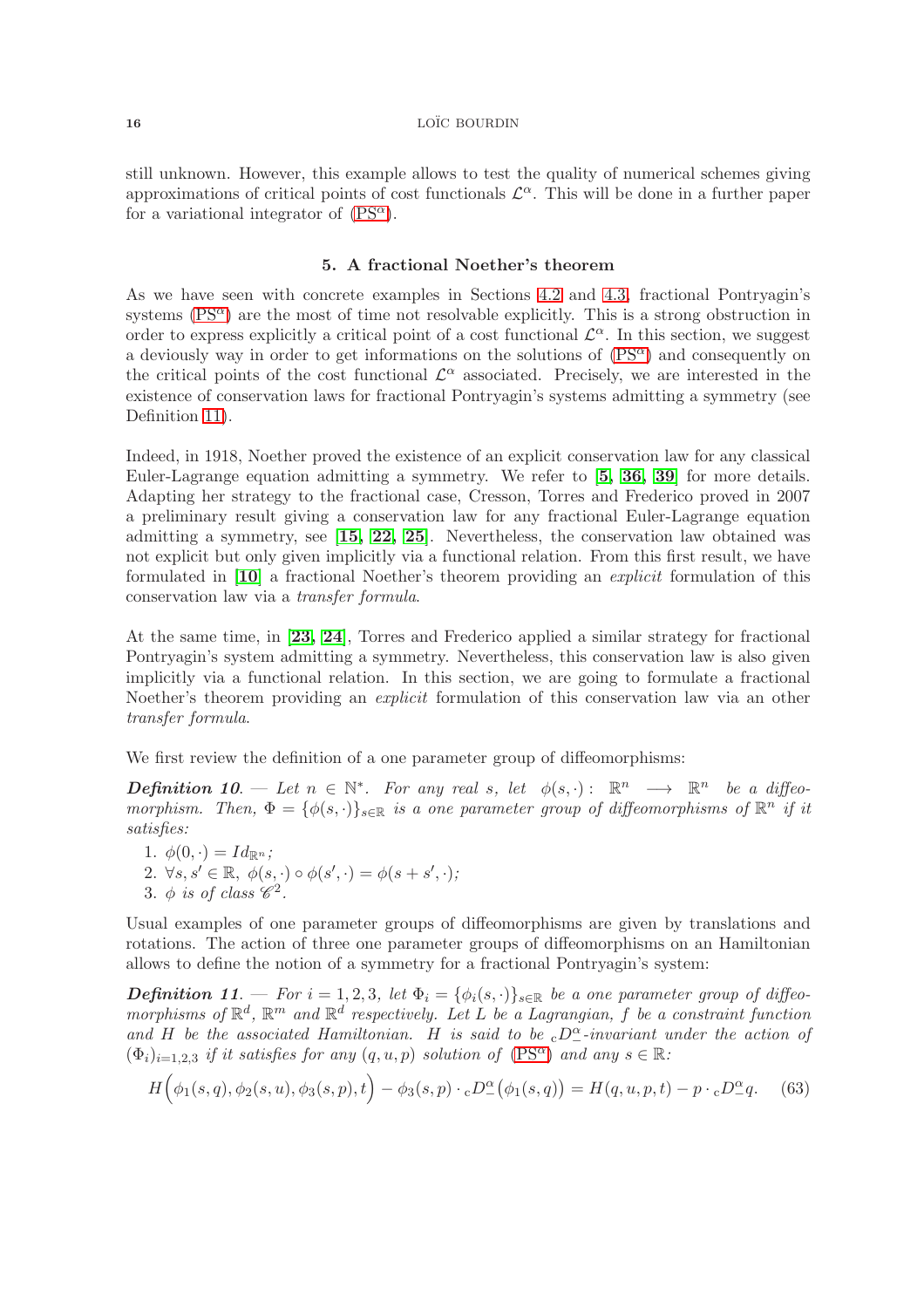still unknown. However, this example allows to test the quality of numerical schemes giving approximations of critical points of cost functionals $\mathcal{L}^\alpha$. This will be done in a further paper for a variational integrator of (PS$^\alpha$).

## 5. A fractional Noether's theorem

As we have seen with concrete examples in Sections 4.2 and 4.3, fractional Pontryagin's systems (PS$^\alpha$) are the most of time not resolvable explicitly. This is a strong obstruction in order to express explicitly a critical point of a cost functional $\mathcal{L}^\alpha$. In this section, we suggest a deviously way in order to get informations on the solutions of (PS$^\alpha$) and consequently on the critical points of the cost functional $\mathcal{L}^\alpha$ associated. Precisely, we are interested in the existence of conservation laws for fractional Pontryagin's systems admitting a symmetry (see Definition 11).

Indeed, in 1918, Noether proved the existence of an explicit conservation law for any classical Euler-Lagrange equation admitting a symmetry. We refer to [**5**, **36**, **39**] for more details. Adapting her strategy to the fractional case, Cresson, Torres and Frederico proved in 2007 a preliminary result giving a conservation law for any fractional Euler-Lagrange equation admitting a symmetry, see [**15**, **22**, **25**]. Nevertheless, the conservation law obtained was not explicit but only given implicitly via a functional relation. From this first result, we have formulated in [**10**] a fractional Noether's theorem providing an *explicit* formulation of this conservation law via a *transfer formula*.

At the same time, in [**23**, **24**], Torres and Frederico applied a similar strategy for fractional Pontryagin's system admitting a symmetry. Nevertheless, this conservation law is also given implicitly via a functional relation. In this section, we are going to formulate a fractional Noether's theorem providing an *explicit* formulation of this conservation law via an other *transfer formula*.

We first review the definition of a one parameter group of diffeomorphisms:

***Definition 10.*** — *Let $n \in \mathbb{N}^*$. For any real $s$, let $\phi(s,\cdot) : \mathbb{R}^n \longrightarrow \mathbb{R}^n$ be a diffeomorphism. Then, $\Phi = \{\phi(s,\cdot)\}_{s\in\mathbb{R}}$ is a one parameter group of diffeomorphisms of $\mathbb{R}^n$ if it satisfies:*

1. $\phi(0,\cdot) = Id_{\mathbb{R}^n}$;
2. $\forall s, s' \in \mathbb{R},\ \phi(s,\cdot) \circ \phi(s',\cdot) = \phi(s+s',\cdot)$;
3. *$\phi$ is of class $\mathscr{C}^2$.*

Usual examples of one parameter groups of diffeomorphisms are given by translations and rotations. The action of three one parameter groups of diffeomorphisms on an Hamiltonian allows to define the notion of a symmetry for a fractional Pontryagin's system:

***Definition 11.*** — *For $i = 1, 2, 3$, let $\Phi_i = \{\phi_i(s,\cdot)\}_{s\in\mathbb{R}}$ be a one parameter group of diffeomorphisms of $\mathbb{R}^d$, $\mathbb{R}^m$ and $\mathbb{R}^d$ respectively. Let $L$ be a Lagrangian, $f$ be a constraint function and $H$ be the associated Hamiltonian. $H$ is said to be ${}_{\rm c}D^\alpha_-$-invariant under the action of $(\Phi_i)_{i=1,2,3}$ if it satisfies for any $(q,u,p)$ solution of (PS$^\alpha$) and any $s \in \mathbb{R}$:*

$$H\Big(\phi_1(s,q), \phi_2(s,u), \phi_3(s,p), t\Big) - \phi_3(s,p) \cdot {}_{\rm c}D^\alpha_-\big(\phi_1(s,q)\big) = H(q,u,p,t) - p \cdot {}_{\rm c}D^\alpha_- q. \quad (63)$$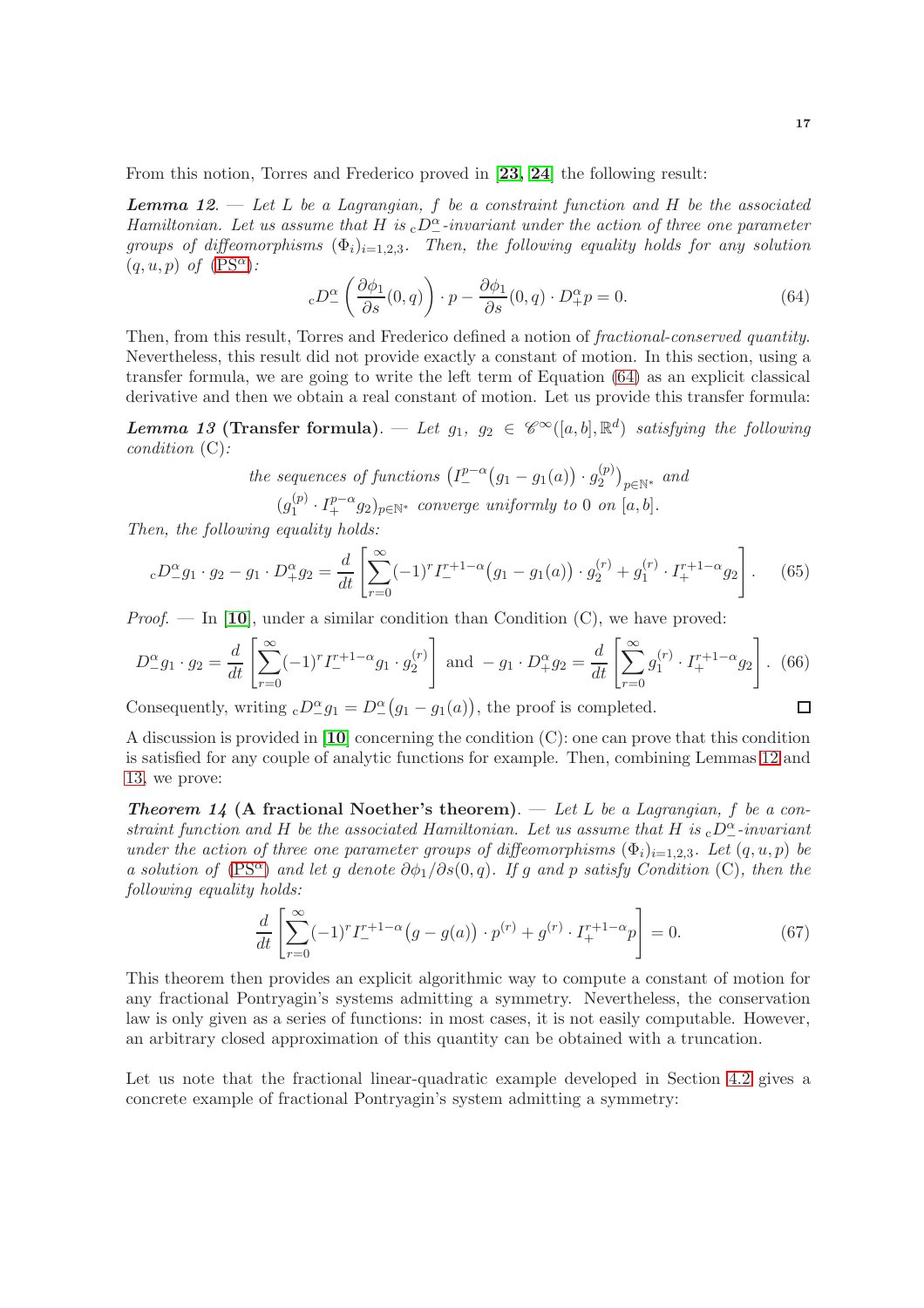From this notion, Torres and Frederico proved in [23, 24] the following result:

***Lemma 12***. — *Let $L$ be a Lagrangian, $f$ be a constraint function and $H$ be the associated Hamiltonian. Let us assume that $H$ is ${}_cD^\alpha_-$-invariant under the action of three one parameter groups of diffeomorphisms $(\Phi_i)_{i=1,2,3}$. Then, the following equality holds for any solution $(q,u,p)$ of (PS$^\alpha$):*

$$
{}_cD^\alpha_- \left( \frac{\partial \phi_1}{\partial s}(0,q) \right) \cdot p - \frac{\partial \phi_1}{\partial s}(0,q) \cdot D^\alpha_+ p = 0. \tag{64}
$$

Then, from this result, Torres and Frederico defined a notion of *fractional-conserved quantity*. Nevertheless, this result did not provide exactly a constant of motion. In this section, using a transfer formula, we are going to write the left term of Equation (64) as an explicit classical derivative and then we obtain a real constant of motion. Let us provide this transfer formula:

***Lemma 13* (Transfer formula)**. — *Let $g_1,\ g_2 \in \mathscr{C}^\infty([a,b],\mathbb{R}^d)$ satisfying the following condition* (C)*:*

*the sequences of functions $\big(I^{p-\alpha}_-\big(g_1 - g_1(a)\big) \cdot g_2^{(p)}\big)_{p\in\mathbb{N}^*}$ and*
*$(g_1^{(p)} \cdot I^{p-\alpha}_+ g_2)_{p\in\mathbb{N}^*}$ converge uniformly to $0$ on $[a,b]$.*

*Then, the following equality holds:*

$$
{}_cD^\alpha_- g_1 \cdot g_2 - g_1 \cdot D^\alpha_+ g_2 = \frac{d}{dt}\left[ \sum_{r=0}^{\infty} (-1)^r I^{r+1-\alpha}_-\big(g_1 - g_1(a)\big) \cdot g_2^{(r)} + g_1^{(r)} \cdot I^{r+1-\alpha}_+ g_2 \right]. \tag{65}
$$

*Proof*. — In [10], under a similar condition than Condition (C), we have proved:

$$
D^\alpha_- g_1 \cdot g_2 = \frac{d}{dt}\left[ \sum_{r=0}^{\infty} (-1)^r I^{r+1-\alpha}_- g_1 \cdot g_2^{(r)} \right] \text{ and } -g_1 \cdot D^\alpha_+ g_2 = \frac{d}{dt}\left[ \sum_{r=0}^{\infty} g_1^{(r)} \cdot I^{r+1-\alpha}_+ g_2 \right]. \tag{66}
$$

Consequently, writing ${}_cD^\alpha_- g_1 = D^\alpha_-\big(g_1 - g_1(a)\big)$, the proof is completed. □

A discussion is provided in [10] concerning the condition (C): one can prove that this condition is satisfied for any couple of analytic functions for example. Then, combining Lemmas 12 and 13, we prove:

***Theorem 14* (A fractional Noether's theorem)**. — *Let $L$ be a Lagrangian, $f$ be a constraint function and $H$ be the associated Hamiltonian. Let us assume that $H$ is ${}_cD^\alpha_-$-invariant under the action of three one parameter groups of diffeomorphisms $(\Phi_i)_{i=1,2,3}$. Let $(q,u,p)$ be a solution of (PS$^\alpha$) and let $g$ denote $\partial\phi_1/\partial s(0,q)$. If $g$ and $p$ satisfy Condition* (C)*, then the following equality holds:*

$$
\frac{d}{dt}\left[ \sum_{r=0}^{\infty} (-1)^r I^{r+1-\alpha}_-\big(g - g(a)\big) \cdot p^{(r)} + g^{(r)} \cdot I^{r+1-\alpha}_+ p \right] = 0. \tag{67}
$$

This theorem then provides an explicit algorithmic way to compute a constant of motion for any fractional Pontryagin's systems admitting a symmetry. Nevertheless, the conservation law is only given as a series of functions: in most cases, it is not easily computable. However, an arbitrary closed approximation of this quantity can be obtained with a truncation.

Let us note that the fractional linear-quadratic example developed in Section 4.2 gives a concrete example of fractional Pontryagin's system admitting a symmetry: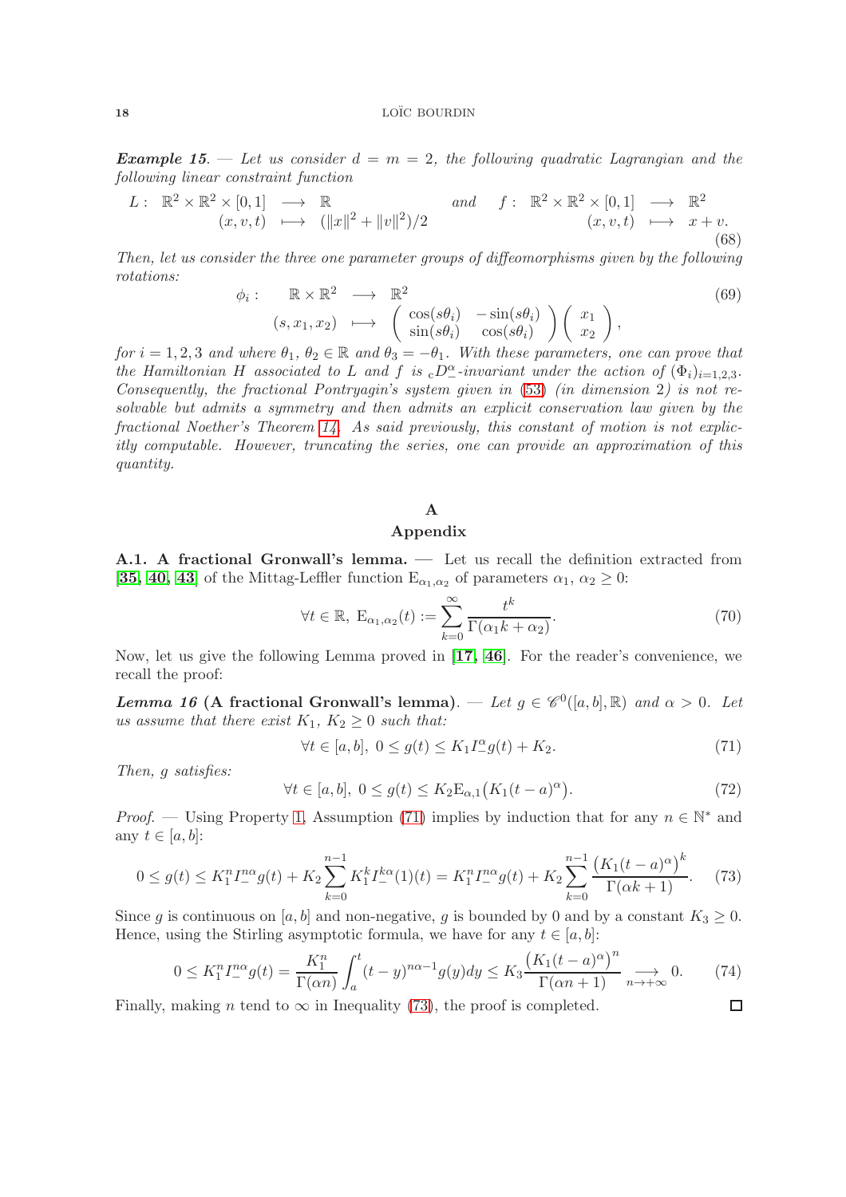***Example 15***. — *Let us consider $d = m = 2$, the following quadratic Lagrangian and the following linear constraint function*

$$
\begin{array}{rrcl}
L: & \mathbb{R}^2 \times \mathbb{R}^2 \times [0,1] & \longrightarrow & \mathbb{R} \\
& (x,v,t) & \longmapsto & (\|x\|^2 + \|v\|^2)/2
\end{array}
\quad \text{and} \quad
\begin{array}{rrcl}
f: & \mathbb{R}^2 \times \mathbb{R}^2 \times [0,1] & \longrightarrow & \mathbb{R}^2 \\
& (x,v,t) & \longmapsto & x+v.
\end{array}
\tag{68}
$$

*Then, let us consider the three one parameter groups of diffeomorphisms given by the following rotations:*

$$
\begin{array}{rrcl}
\phi_i: & \mathbb{R} \times \mathbb{R}^2 & \longrightarrow & \mathbb{R}^2 \\
& (s,x_1,x_2) & \longmapsto & \begin{pmatrix} \cos(s\theta_i) & -\sin(s\theta_i) \\ \sin(s\theta_i) & \cos(s\theta_i) \end{pmatrix} \begin{pmatrix} x_1 \\ x_2 \end{pmatrix},
\end{array}
\tag{69}
$$

*for $i = 1,2,3$ and where $\theta_1$, $\theta_2 \in \mathbb{R}$ and $\theta_3 = -\theta_1$. With these parameters, one can prove that the Hamiltonian $H$ associated to $L$ and $f$ is ${}_cD^\alpha_-$-invariant under the action of $(\Phi_i)_{i=1,2,3}$. Consequently, the fractional Pontryagin's system given in (53) (in dimension 2) is not resolvable but admits a symmetry and then admits an explicit conservation law given by the fractional Noether's Theorem 14. As said previously, this constant of motion is not explicitly computable. However, truncating the series, one can provide an approximation of this quantity.*

# A

# Appendix

**A.1. A fractional Gronwall's lemma.** — Let us recall the definition extracted from [35, 40, 43] of the Mittag-Leffler function $\mathrm{E}_{\alpha_1,\alpha_2}$ of parameters $\alpha_1$, $\alpha_2 \geq 0$:

$$
\forall t \in \mathbb{R},\ \mathrm{E}_{\alpha_1,\alpha_2}(t) := \sum_{k=0}^{\infty} \frac{t^k}{\Gamma(\alpha_1 k + \alpha_2)}. \tag{70}
$$

Now, let us give the following Lemma proved in [17, 46]. For the reader's convenience, we recall the proof:

***Lemma 16* (A fractional Gronwall's lemma).** — *Let $g \in \mathscr{C}^0([a,b],\mathbb{R})$ and $\alpha > 0$. Let us assume that there exist $K_1$, $K_2 \geq 0$ such that:*

$$
\forall t \in [a,b],\ 0 \leq g(t) \leq K_1 I^\alpha_- g(t) + K_2. \tag{71}
$$

*Then, $g$ satisfies:*

$$
\forall t \in [a,b],\ 0 \leq g(t) \leq K_2 \mathrm{E}_{\alpha,1}\big(K_1 (t-a)^\alpha\big). \tag{72}
$$

*Proof.* — Using Property 1, Assumption (71) implies by induction that for any $n \in \mathbb{N}^*$ and any $t \in [a,b]$:

$$
0 \leq g(t) \leq K_1^n I^{n\alpha}_- g(t) + K_2 \sum_{k=0}^{n-1} K_1^k I^{k\alpha}_-(1)(t) = K_1^n I^{n\alpha}_- g(t) + K_2 \sum_{k=0}^{n-1} \frac{\big(K_1(t-a)^\alpha\big)^k}{\Gamma(\alpha k + 1)}. \tag{73}
$$

Since $g$ is continuous on $[a,b]$ and non-negative, $g$ is bounded by $0$ and by a constant $K_3 \geq 0$. Hence, using the Stirling asymptotic formula, we have for any $t \in [a,b]$:

$$
0 \leq K_1^n I^{n\alpha}_- g(t) = \frac{K_1^n}{\Gamma(\alpha n)} \int_a^t (t-y)^{n\alpha - 1} g(y)\,dy \leq K_3 \frac{\big(K_1(t-a)^\alpha\big)^n}{\Gamma(\alpha n + 1)} \underset{n \to +\infty}{\longrightarrow} 0. \tag{74}
$$

Finally, making $n$ tend to $\infty$ in Inequality (73), the proof is completed. ◻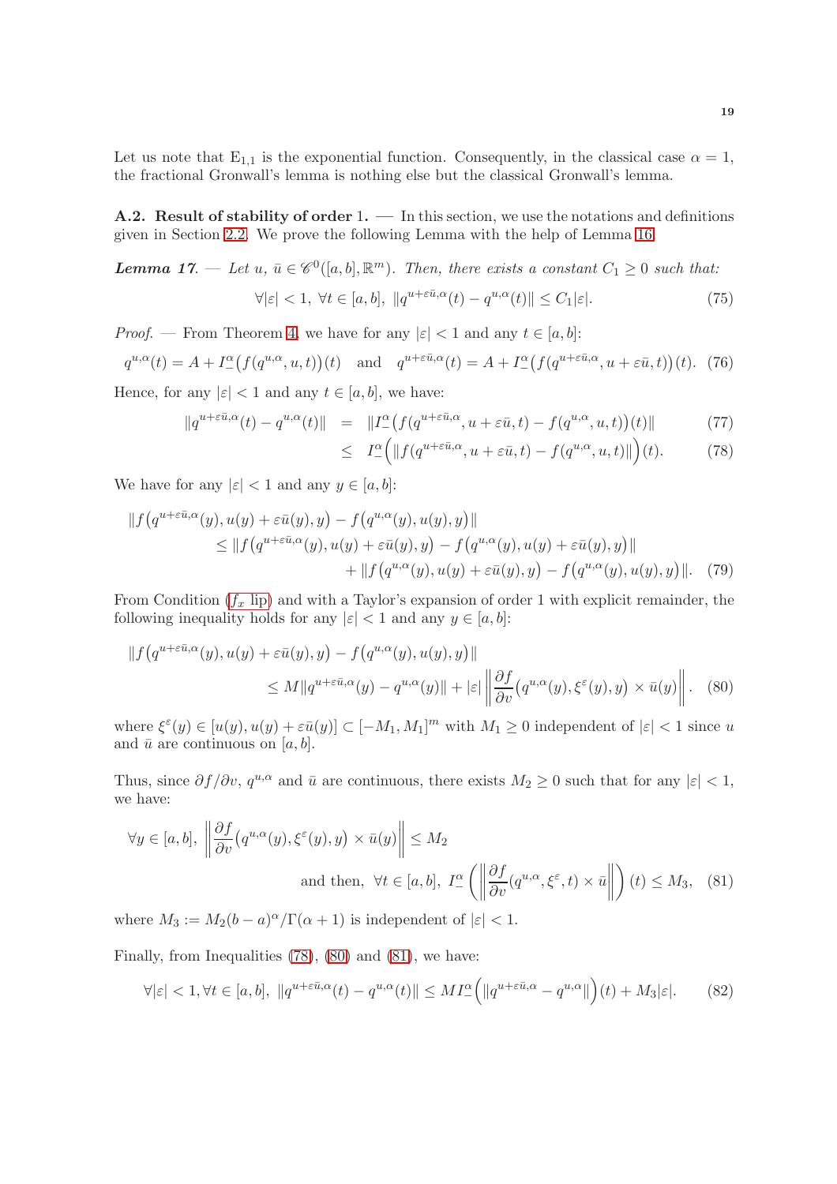Let us note that $\mathrm{E}_{1,1}$ is the exponential function. Consequently, in the classical case $\alpha = 1$, the fractional Gronwall's lemma is nothing else but the classical Gronwall's lemma.

### A.2. Result of stability of order 1.

— In this section, we use the notations and definitions given in Section 2.2. We prove the following Lemma with the help of Lemma 16.

***Lemma 17.*** — *Let $u,\ \bar{u} \in \mathscr{C}^0([a,b],\mathbb{R}^m)$. Then, there exists a constant $C_1 \geq 0$ such that:*

$$\forall |\varepsilon| < 1,\ \forall t \in [a,b],\ \|q^{u+\varepsilon\bar{u},\alpha}(t) - q^{u,\alpha}(t)\| \leq C_1 |\varepsilon|. \tag{75}$$

*Proof.* — From Theorem 4, we have for any $|\varepsilon| < 1$ and any $t \in [a,b]$:

$$q^{u,\alpha}(t) = A + I^\alpha_-\big(f(q^{u,\alpha},u,t)\big)(t) \quad \text{and} \quad q^{u+\varepsilon\bar{u},\alpha}(t) = A + I^\alpha_-\big(f(q^{u+\varepsilon\bar{u},\alpha},u+\varepsilon\bar{u},t)\big)(t). \tag{76}$$

Hence, for any $|\varepsilon| < 1$ and any $t \in [a,b]$, we have:

$$\|q^{u+\varepsilon\bar{u},\alpha}(t) - q^{u,\alpha}(t)\| = \|I^\alpha_-\big(f(q^{u+\varepsilon\bar{u},\alpha},u+\varepsilon\bar{u},t) - f(q^{u,\alpha},u,t)\big)(t)\| \tag{77}$$

$$\leq I^\alpha_-\Big(\|f(q^{u+\varepsilon\bar{u},\alpha},u+\varepsilon\bar{u},t) - f(q^{u,\alpha},u,t)\|\Big)(t). \tag{78}$$

We have for any $|\varepsilon| < 1$ and any $y \in [a,b]$:

$$\begin{aligned}
&\|f\big(q^{u+\varepsilon\bar{u},\alpha}(y),u(y)+\varepsilon\bar{u}(y),y\big) - f\big(q^{u,\alpha}(y),u(y),y\big)\| \\
&\qquad \leq \|f\big(q^{u+\varepsilon\bar{u},\alpha}(y),u(y)+\varepsilon\bar{u}(y),y\big) - f\big(q^{u,\alpha}(y),u(y)+\varepsilon\bar{u}(y),y\big)\| \\
&\qquad\qquad + \|f\big(q^{u,\alpha}(y),u(y)+\varepsilon\bar{u}(y),y\big) - f\big(q^{u,\alpha}(y),u(y),y\big)\|.
\end{aligned} \tag{79}$$

From Condition ($f_x$ lip) and with a Taylor's expansion of order 1 with explicit remainder, the following inequality holds for any $|\varepsilon| < 1$ and any $y \in [a,b]$:

$$\begin{aligned}
&\|f\big(q^{u+\varepsilon\bar{u},\alpha}(y),u(y)+\varepsilon\bar{u}(y),y\big) - f\big(q^{u,\alpha}(y),u(y),y\big)\| \\
&\qquad \leq M\|q^{u+\varepsilon\bar{u},\alpha}(y) - q^{u,\alpha}(y)\| + |\varepsilon| \left\| \frac{\partial f}{\partial v}\big(q^{u,\alpha}(y),\xi^\varepsilon(y),y\big) \times \bar{u}(y) \right\|.
\end{aligned} \tag{80}$$

where $\xi^\varepsilon(y) \in [u(y), u(y)+\varepsilon\bar{u}(y)] \subset [-M_1,M_1]^m$ with $M_1 \geq 0$ independent of $|\varepsilon| < 1$ since $u$ and $\bar{u}$ are continuous on $[a,b]$.

Thus, since $\partial f/\partial v$, $q^{u,\alpha}$ and $\bar{u}$ are continuous, there exists $M_2 \geq 0$ such that for any $|\varepsilon| < 1$, we have:

$$\forall y \in [a,b],\ \left\| \frac{\partial f}{\partial v}\big(q^{u,\alpha}(y),\xi^\varepsilon(y),y\big) \times \bar{u}(y) \right\| \leq M_2$$

$$\text{and then, } \forall t \in [a,b],\ I^\alpha_-\left( \left\| \frac{\partial f}{\partial v}(q^{u,\alpha},\xi^\varepsilon,t) \times \bar{u} \right\| \right)(t) \leq M_3, \tag{81}$$

where $M_3 := M_2(b-a)^\alpha/\Gamma(\alpha+1)$ is independent of $|\varepsilon| < 1$.

Finally, from Inequalities (78), (80) and (81), we have:

$$\forall |\varepsilon| < 1, \forall t \in [a,b],\ \|q^{u+\varepsilon\bar{u},\alpha}(t) - q^{u,\alpha}(t)\| \leq M I^\alpha_-\Big(\|q^{u+\varepsilon\bar{u},\alpha} - q^{u,\alpha}\|\Big)(t) + M_3|\varepsilon|. \tag{82}$$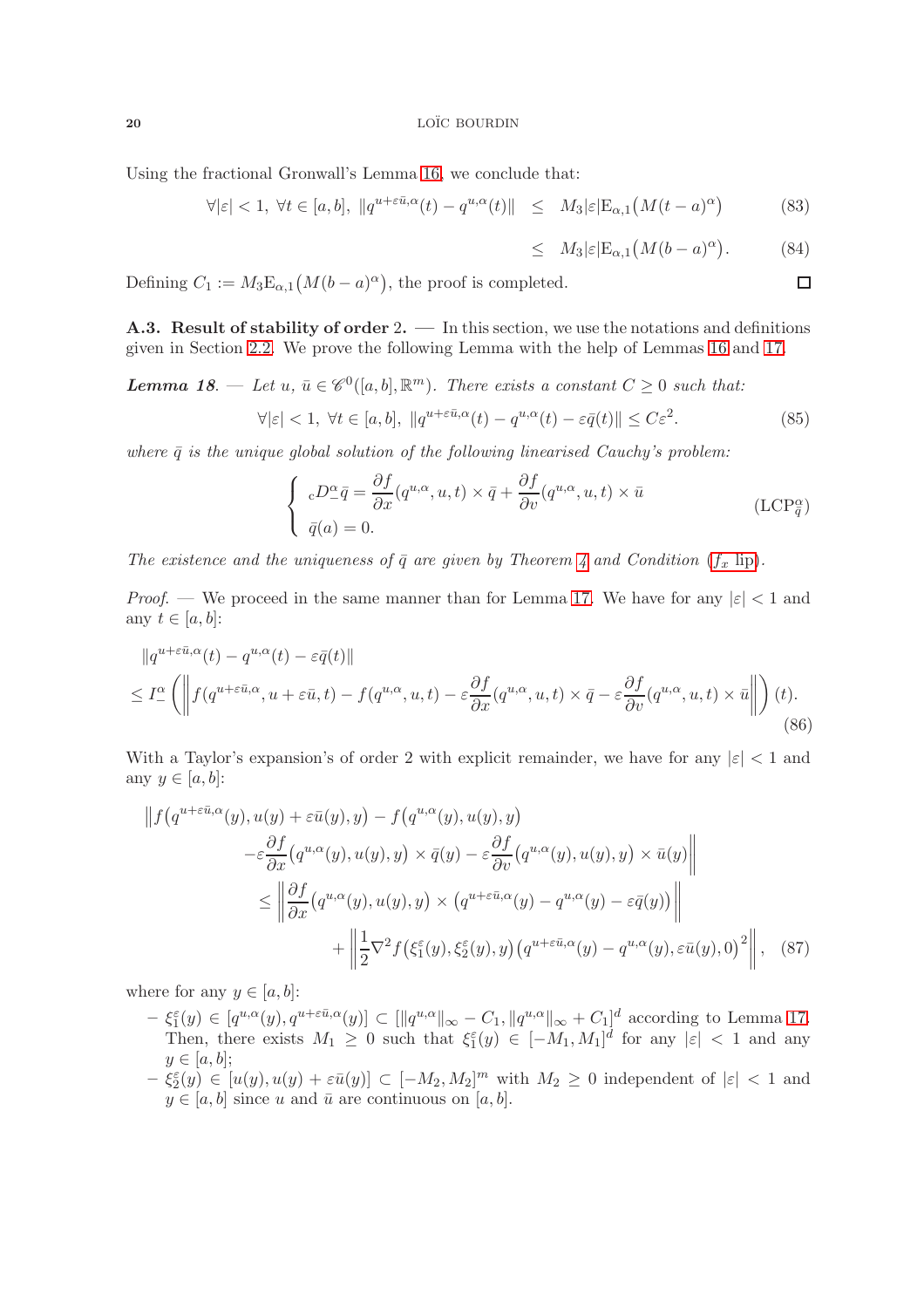Using the fractional Gronwall's Lemma 16, we conclude that:

$$
\begin{aligned}
\forall |\varepsilon| < 1,\ \forall t \in [a,b],\ \| q^{u+\varepsilon \bar{u},\alpha}(t) - q^{u,\alpha}(t) \| &\leq M_3 |\varepsilon| \mathrm{E}_{\alpha,1}\big(M(t-a)^\alpha\big) &(83)\\
&\leq M_3 |\varepsilon| \mathrm{E}_{\alpha,1}\big(M(b-a)^\alpha\big). &(84)
\end{aligned}
$$

Defining $C_1 := M_3 \mathrm{E}_{\alpha,1}\big(M(b-a)^\alpha\big)$, the proof is completed. □

**A.3. Result of stability of order 2.** — In this section, we use the notations and definitions given in Section 2.2. We prove the following Lemma with the help of Lemmas 16 and 17.

***Lemma 18***. — *Let $u,\ \bar{u} \in \mathscr{C}^0([a,b],\mathbb{R}^m)$. There exists a constant $C \geq 0$ such that:*

$$
\forall |\varepsilon| < 1,\ \forall t \in [a,b],\ \| q^{u+\varepsilon \bar{u},\alpha}(t) - q^{u,\alpha}(t) - \varepsilon \bar{q}(t) \| \leq C \varepsilon^2. \tag{85}
$$

*where $\bar{q}$ is the unique global solution of the following linearised Cauchy's problem:*

$$
\left\{ \begin{array}{l} {}_{c}D^\alpha_- \bar{q} = \dfrac{\partial f}{\partial x}(q^{u,\alpha},u,t) \times \bar{q} + \dfrac{\partial f}{\partial v}(q^{u,\alpha},u,t) \times \bar{u} \\ \bar{q}(a) = 0. \end{array} \right. \tag{$\mathrm{LCP}^\alpha_{\bar{q}}$}
$$

*The existence and the uniqueness of $\bar{q}$ are given by Theorem 4 and Condition ($f_x$ lip).*

*Proof*. — We proceed in the same manner than for Lemma 17. We have for any $|\varepsilon| < 1$ and any $t \in [a,b]$:

$$
\begin{aligned}
&\| q^{u+\varepsilon \bar{u},\alpha}(t) - q^{u,\alpha}(t) - \varepsilon \bar{q}(t) \| \\
&\leq I^\alpha_- \left( \left\| f(q^{u+\varepsilon \bar{u},\alpha}, u+\varepsilon \bar{u}, t) - f(q^{u,\alpha},u,t) - \varepsilon \frac{\partial f}{\partial x}(q^{u,\alpha},u,t) \times \bar{q} - \varepsilon \frac{\partial f}{\partial v}(q^{u,\alpha},u,t) \times \bar{u} \right\| \right)(t).
\end{aligned} \tag{86}
$$

With a Taylor's expansion's of order 2 with explicit remainder, we have for any $|\varepsilon| < 1$ and any $y \in [a,b]$:

$$
\begin{aligned}
\Big\| f\big(q^{u+\varepsilon \bar{u},\alpha}(y), u(y)+\varepsilon \bar{u}(y), y\big) &- f\big(q^{u,\alpha}(y),u(y),y\big) \\
&- \varepsilon \frac{\partial f}{\partial x}\big(q^{u,\alpha}(y),u(y),y\big) \times \bar{q}(y) - \varepsilon \frac{\partial f}{\partial v}\big(q^{u,\alpha}(y),u(y),y\big) \times \bar{u}(y) \Big\| \\
&\leq \left\| \frac{\partial f}{\partial x}\big(q^{u,\alpha}(y),u(y),y\big) \times \big(q^{u+\varepsilon \bar{u},\alpha}(y) - q^{u,\alpha}(y) - \varepsilon \bar{q}(y)\big) \right\| \\
&\quad + \left\| \frac{1}{2} \nabla^2 f\big(\xi^\varepsilon_1(y), \xi^\varepsilon_2(y), y\big) \big(q^{u+\varepsilon \bar{u},\alpha}(y) - q^{u,\alpha}(y), \varepsilon \bar{u}(y), 0\big)^2 \right\|,
\end{aligned} \tag{87}
$$

where for any $y \in [a,b]$:

- $\xi^\varepsilon_1(y) \in [q^{u,\alpha}(y), q^{u+\varepsilon \bar{u},\alpha}(y)] \subset [\|q^{u,\alpha}\|_\infty - C_1, \|q^{u,\alpha}\|_\infty + C_1]^d$ according to Lemma 17. Then, there exists $M_1 \geq 0$ such that $\xi^\varepsilon_1(y) \in [-M_1,M_1]^d$ for any $|\varepsilon| < 1$ and any $y \in [a,b]$;
- $\xi^\varepsilon_2(y) \in [u(y), u(y)+\varepsilon \bar{u}(y)] \subset [-M_2,M_2]^m$ with $M_2 \geq 0$ independent of $|\varepsilon| < 1$ and $y \in [a,b]$ since $u$ and $\bar{u}$ are continuous on $[a,b]$.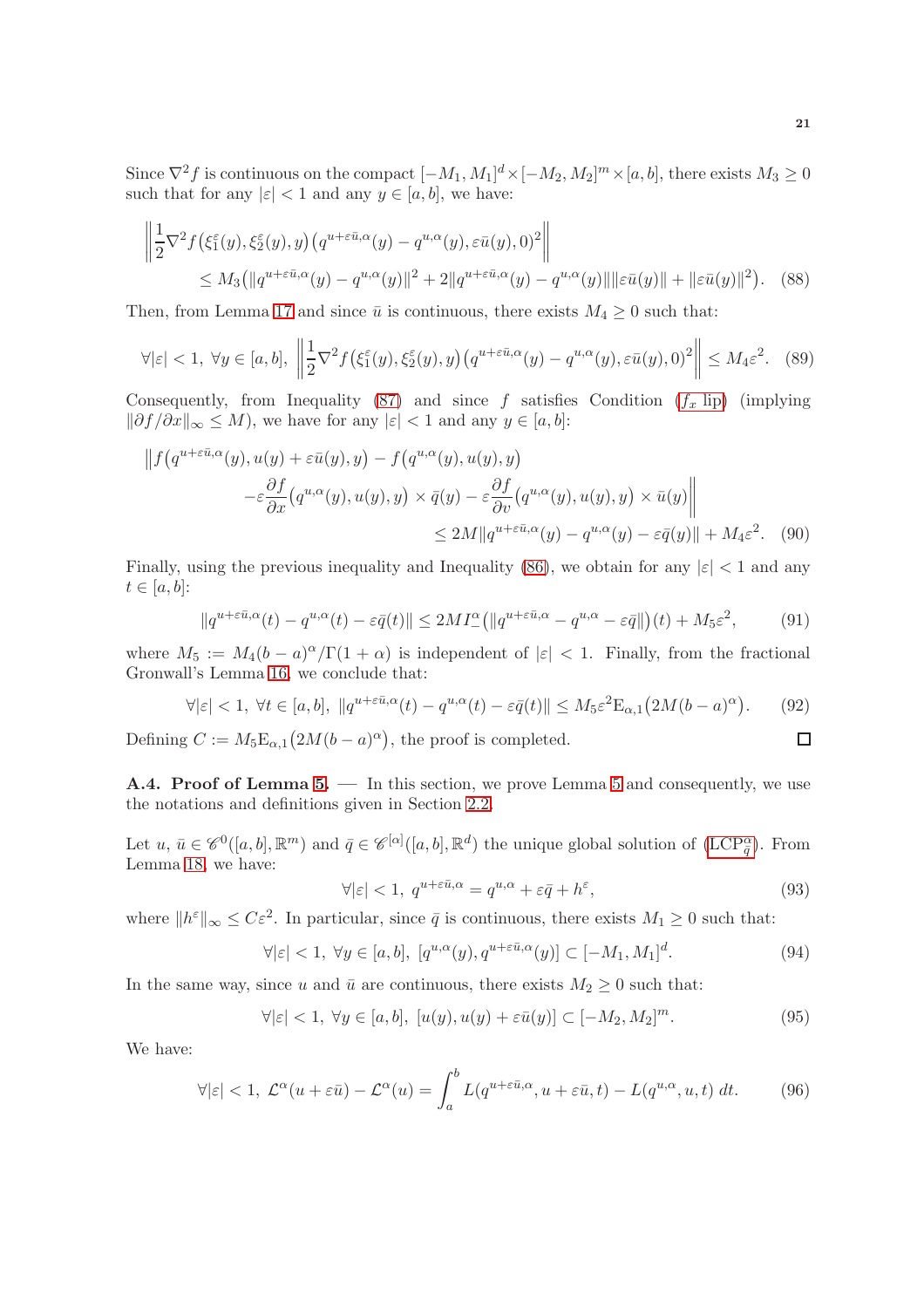Since $\nabla^2 f$ is continuous on the compact $[-M_1,M_1]^d \times [-M_2,M_2]^m \times [a,b]$, there exists $M_3 \geq 0$ such that for any $|\varepsilon| < 1$ and any $y \in [a,b]$, we have:

$$\left\| \frac{1}{2}\nabla^2 f\big(\xi_1^\varepsilon(y), \xi_2^\varepsilon(y), y\big)\big(q^{u+\varepsilon\bar{u},\alpha}(y) - q^{u,\alpha}(y), \varepsilon\bar{u}(y), 0\big)^2 \right\| \\ \leq M_3\big(\|q^{u+\varepsilon\bar{u},\alpha}(y) - q^{u,\alpha}(y)\|^2 + 2\|q^{u+\varepsilon\bar{u},\alpha}(y) - q^{u,\alpha}(y)\|\|\varepsilon\bar{u}(y)\| + \|\varepsilon\bar{u}(y)\|^2\big). \quad (88)$$

Then, from Lemma 17 and since $\bar{u}$ is continuous, there exists $M_4 \geq 0$ such that:

$$\forall |\varepsilon| < 1,\ \forall y \in [a,b],\ \left\| \frac{1}{2}\nabla^2 f\big(\xi_1^\varepsilon(y), \xi_2^\varepsilon(y), y\big)\big(q^{u+\varepsilon\bar{u},\alpha}(y) - q^{u,\alpha}(y), \varepsilon\bar{u}(y), 0\big)^2 \right\| \leq M_4\varepsilon^2. \quad (89)$$

Consequently, from Inequality (87) and since $f$ satisfies Condition ($f_x$ lip) (implying $\|\partial f/\partial x\|_\infty \leq M$), we have for any $|\varepsilon| < 1$ and any $y \in [a,b]$:

$$\Big\| f\big(q^{u+\varepsilon\bar{u},\alpha}(y), u(y) + \varepsilon\bar{u}(y), y\big) - f\big(q^{u,\alpha}(y), u(y), y\big) \\ - \varepsilon\frac{\partial f}{\partial x}\big(q^{u,\alpha}(y), u(y), y\big) \times \bar{q}(y) - \varepsilon\frac{\partial f}{\partial v}\big(q^{u,\alpha}(y), u(y), y\big) \times \bar{u}(y)\Big\| \\ \leq 2M\|q^{u+\varepsilon\bar{u},\alpha}(y) - q^{u,\alpha}(y) - \varepsilon\bar{q}(y)\| + M_4\varepsilon^2. \quad (90)$$

Finally, using the previous inequality and Inequality (86), we obtain for any $|\varepsilon| < 1$ and any $t \in [a,b]$:

$$\|q^{u+\varepsilon\bar{u},\alpha}(t) - q^{u,\alpha}(t) - \varepsilon\bar{q}(t)\| \leq 2M I_-^\alpha\big(\|q^{u+\varepsilon\bar{u},\alpha} - q^{u,\alpha} - \varepsilon\bar{q}\|\big)(t) + M_5\varepsilon^2, \quad (91)$$

where $M_5 := M_4(b-a)^\alpha/\Gamma(1+\alpha)$ is independent of $|\varepsilon| < 1$. Finally, from the fractional Gronwall's Lemma 16, we conclude that:

$$\forall |\varepsilon| < 1,\ \forall t \in [a,b],\ \|q^{u+\varepsilon\bar{u},\alpha}(t) - q^{u,\alpha}(t) - \varepsilon\bar{q}(t)\| \leq M_5\varepsilon^2 \mathrm{E}_{\alpha,1}\big(2M(b-a)^\alpha\big). \quad (92)$$

Defining $C := M_5\mathrm{E}_{\alpha,1}\big(2M(b-a)^\alpha\big)$, the proof is completed. ∎

**A.4. Proof of Lemma 5.** — In this section, we prove Lemma 5 and consequently, we use the notations and definitions given in Section 2.2.

Let $u$, $\bar{u} \in \mathscr{C}^0([a,b], \mathbb{R}^m)$ and $\bar{q} \in \mathscr{C}^{[\alpha]}([a,b], \mathbb{R}^d)$ the unique global solution of ($\mathrm{LCP}^\alpha_{\bar{q}}$). From Lemma 18, we have:

$$\forall |\varepsilon| < 1,\ q^{u+\varepsilon\bar{u},\alpha} = q^{u,\alpha} + \varepsilon\bar{q} + h^\varepsilon, \quad (93)$$

where $\|h^\varepsilon\|_\infty \leq C\varepsilon^2$. In particular, since $\bar{q}$ is continuous, there exists $M_1 \geq 0$ such that:

$$\forall |\varepsilon| < 1,\ \forall y \in [a,b],\ [q^{u,\alpha}(y), q^{u+\varepsilon\bar{u},\alpha}(y)] \subset [-M_1, M_1]^d. \quad (94)$$

In the same way, since $u$ and $\bar{u}$ are continuous, there exists $M_2 \geq 0$ such that:

$$\forall |\varepsilon| < 1,\ \forall y \in [a,b],\ [u(y), u(y) + \varepsilon\bar{u}(y)] \subset [-M_2, M_2]^m. \quad (95)$$

We have:

$$\forall |\varepsilon| < 1,\ \mathcal{L}^\alpha(u + \varepsilon\bar{u}) - \mathcal{L}^\alpha(u) = \int_a^b L(q^{u+\varepsilon\bar{u},\alpha}, u + \varepsilon\bar{u}, t) - L(q^{u,\alpha}, u, t)\, dt. \quad (96)$$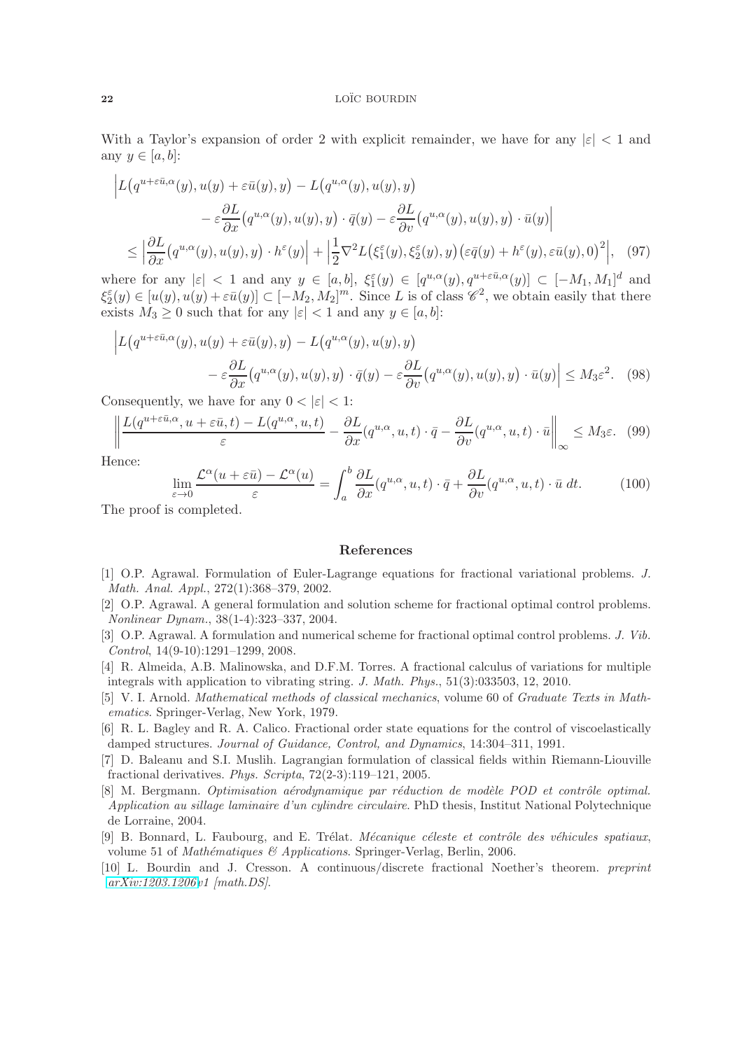With a Taylor's expansion of order 2 with explicit remainder, we have for any $|\varepsilon| < 1$ and any $y \in [a, b]$:

$$
\begin{aligned}
\Big| L\big(q^{u+\varepsilon\bar{u},\alpha}(y), u(y) + \varepsilon\bar{u}(y), y\big) &- L\big(q^{u,\alpha}(y), u(y), y\big) \\
&- \varepsilon \frac{\partial L}{\partial x}\big(q^{u,\alpha}(y), u(y), y\big) \cdot \bar{q}(y) - \varepsilon \frac{\partial L}{\partial v}\big(q^{u,\alpha}(y), u(y), y\big) \cdot \bar{u}(y) \Big| \\
\leq \Big| \frac{\partial L}{\partial x}\big(q^{u,\alpha}(y), u(y), y\big) \cdot h^{\varepsilon}(y) \Big| &+ \Big| \frac{1}{2} \nabla^2 L\big(\xi_1^{\varepsilon}(y), \xi_2^{\varepsilon}(y), y\big) \big(\varepsilon\bar{q}(y) + h^{\varepsilon}(y), \varepsilon\bar{u}(y), 0\big)^2 \Big|, \quad (97)
\end{aligned}
$$

where for any $|\varepsilon| < 1$ and any $y \in [a, b]$, $\xi_1^{\varepsilon}(y) \in [q^{u,\alpha}(y), q^{u+\varepsilon\bar{u},\alpha}(y)] \subset [-M_1, M_1]^d$ and $\xi_2^{\varepsilon}(y) \in [u(y), u(y) + \varepsilon\bar{u}(y)] \subset [-M_2, M_2]^m$. Since $L$ is of class $\mathscr{C}^2$, we obtain easily that there exists $M_3 \geq 0$ such that for any $|\varepsilon| < 1$ and any $y \in [a, b]$:

$$
\begin{aligned}
\Big| L\big(q^{u+\varepsilon\bar{u},\alpha}(y), u(y) + \varepsilon\bar{u}(y), y\big) &- L\big(q^{u,\alpha}(y), u(y), y\big) \\
&- \varepsilon \frac{\partial L}{\partial x}\big(q^{u,\alpha}(y), u(y), y\big) \cdot \bar{q}(y) - \varepsilon \frac{\partial L}{\partial v}\big(q^{u,\alpha}(y), u(y), y\big) \cdot \bar{u}(y) \Big| \leq M_3 \varepsilon^2. \quad (98)
\end{aligned}
$$

Consequently, we have for any $0 < |\varepsilon| < 1$:

$$
\left\| \frac{L(q^{u+\varepsilon\bar{u},\alpha}, u + \varepsilon\bar{u}, t) - L(q^{u,\alpha}, u, t)}{\varepsilon} - \frac{\partial L}{\partial x}(q^{u,\alpha}, u, t) \cdot \bar{q} - \frac{\partial L}{\partial v}(q^{u,\alpha}, u, t) \cdot \bar{u} \right\|_{\infty} \leq M_3 \varepsilon. \quad (99)
$$

Hence:

$$
\lim_{\varepsilon \to 0} \frac{\mathcal{L}^{\alpha}(u + \varepsilon\bar{u}) - \mathcal{L}^{\alpha}(u)}{\varepsilon} = \int_a^b \frac{\partial L}{\partial x}(q^{u,\alpha}, u, t) \cdot \bar{q} + \frac{\partial L}{\partial v}(q^{u,\alpha}, u, t) \cdot \bar{u} \; dt. \quad (100)
$$

The proof is completed.

## References

[1] O.P. Agrawal. Formulation of Euler-Lagrange equations for fractional variational problems. *J. Math. Anal. Appl.*, 272(1):368–379, 2002.

[2] O.P. Agrawal. A general formulation and solution scheme for fractional optimal control problems. *Nonlinear Dynam.*, 38(1-4):323–337, 2004.

[3] O.P. Agrawal. A formulation and numerical scheme for fractional optimal control problems. *J. Vib. Control*, 14(9-10):1291–1299, 2008.

[4] R. Almeida, A.B. Malinowska, and D.F.M. Torres. A fractional calculus of variations for multiple integrals with application to vibrating string. *J. Math. Phys.*, 51(3):033503, 12, 2010.

[5] V. I. Arnold. *Mathematical methods of classical mechanics*, volume 60 of *Graduate Texts in Mathematics*. Springer-Verlag, New York, 1979.

[6] R. L. Bagley and R. A. Calico. Fractional order state equations for the control of viscoelastically damped structures. *Journal of Guidance, Control, and Dynamics*, 14:304–311, 1991.

[7] D. Baleanu and S.I. Muslih. Lagrangian formulation of classical fields within Riemann-Liouville fractional derivatives. *Phys. Scripta*, 72(2-3):119–121, 2005.

[8] M. Bergmann. *Optimisation aérodynamique par réduction de modèle POD et contrôle optimal. Application au sillage laminaire d'un cylindre circulaire.* PhD thesis, Institut National Polytechnique de Lorraine, 2004.

[9] B. Bonnard, L. Faubourg, and E. Trélat. *Mécanique céleste et contrôle des véhicules spatiaux*, volume 51 of *Mathématiques & Applications*. Springer-Verlag, Berlin, 2006.

[10] L. Bourdin and J. Cresson. A continuous/discrete fractional Noether's theorem. *preprint arXiv:1203.1206v1 [math.DS]*.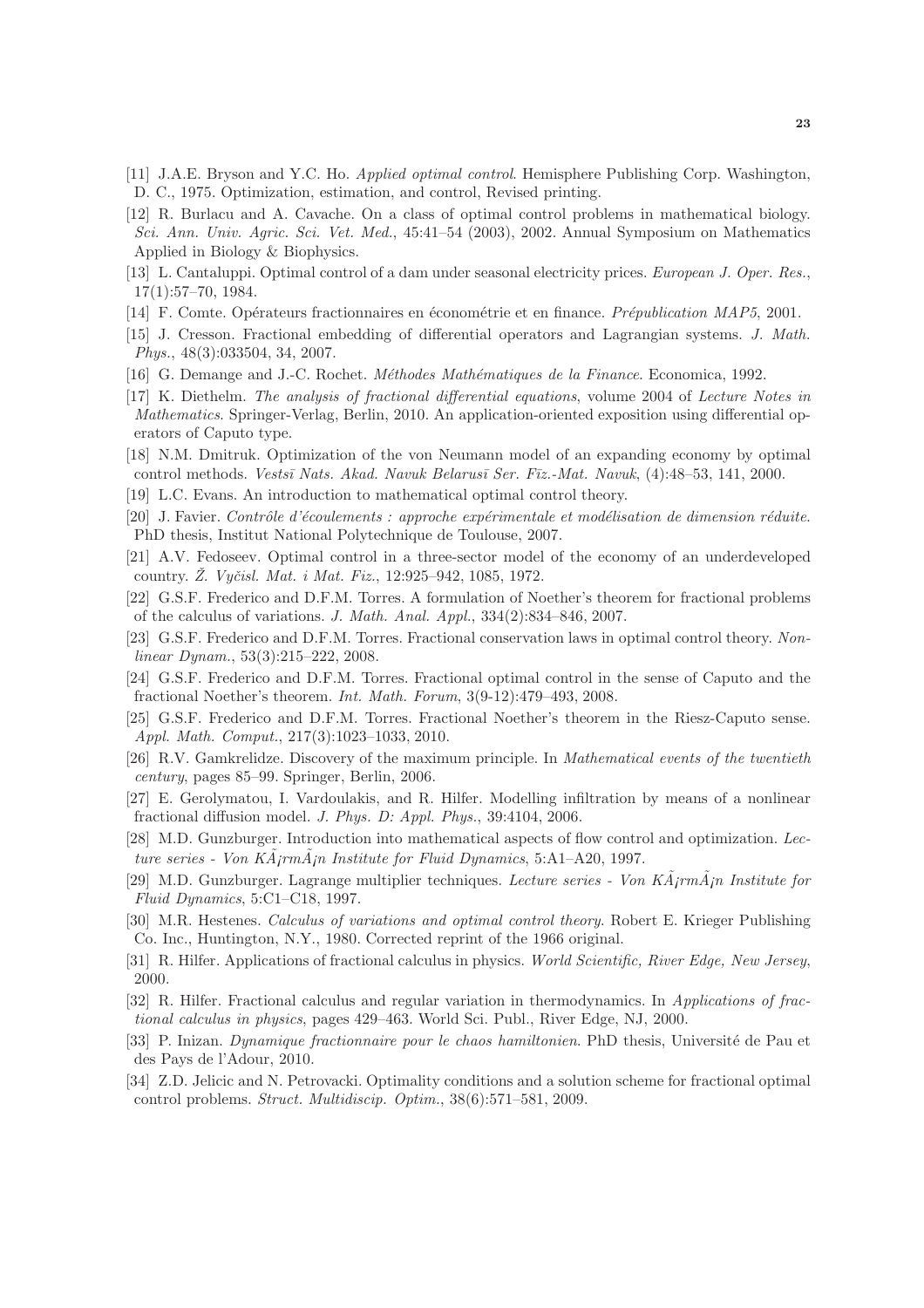[11] J.A.E. Bryson and Y.C. Ho. *Applied optimal control*. Hemisphere Publishing Corp. Washington, D. C., 1975. Optimization, estimation, and control, Revised printing.

[12] R. Burlacu and A. Cavache. On a class of optimal control problems in mathematical biology. *Sci. Ann. Univ. Agric. Sci. Vet. Med.*, 45:41–54 (2003), 2002. Annual Symposium on Mathematics Applied in Biology & Biophysics.

[13] L. Cantaluppi. Optimal control of a dam under seasonal electricity prices. *European J. Oper. Res.*, 17(1):57–70, 1984.

[14] F. Comte. Opérateurs fractionnaires en économétrie et en finance. *Prépublication MAP5*, 2001.

[15] J. Cresson. Fractional embedding of differential operators and Lagrangian systems. *J. Math. Phys.*, 48(3):033504, 34, 2007.

[16] G. Demange and J.-C. Rochet. *Méthodes Mathématiques de la Finance*. Economica, 1992.

[17] K. Diethelm. *The analysis of fractional differential equations*, volume 2004 of *Lecture Notes in Mathematics*. Springer-Verlag, Berlin, 2010. An application-oriented exposition using differential operators of Caputo type.

[18] N.M. Dmitruk. Optimization of the von Neumann model of an expanding economy by optimal control methods. *Vestsī Nats. Akad. Navuk Belarusī Ser. Fīz.-Mat. Navuk*, (4):48–53, 141, 2000.

[19] L.C. Evans. An introduction to mathematical optimal control theory.

[20] J. Favier. *Contrôle d'écoulements : approche expérimentale et modélisation de dimension réduite*. PhD thesis, Institut National Polytechnique de Toulouse, 2007.

[21] A.V. Fedoseev. Optimal control in a three-sector model of the economy of an underdeveloped country. *Ž. Vyčisl. Mat. i Mat. Fiz.*, 12:925–942, 1085, 1972.

[22] G.S.F. Frederico and D.F.M. Torres. A formulation of Noether's theorem for fractional problems of the calculus of variations. *J. Math. Anal. Appl.*, 334(2):834–846, 2007.

[23] G.S.F. Frederico and D.F.M. Torres. Fractional conservation laws in optimal control theory. *Nonlinear Dynam.*, 53(3):215–222, 2008.

[24] G.S.F. Frederico and D.F.M. Torres. Fractional optimal control in the sense of Caputo and the fractional Noether's theorem. *Int. Math. Forum*, 3(9-12):479–493, 2008.

[25] G.S.F. Frederico and D.F.M. Torres. Fractional Noether's theorem in the Riesz-Caputo sense. *Appl. Math. Comput.*, 217(3):1023–1033, 2010.

[26] R.V. Gamkrelidze. Discovery of the maximum principle. In *Mathematical events of the twentieth century*, pages 85–99. Springer, Berlin, 2006.

[27] E. Gerolymatou, I. Vardoulakis, and R. Hilfer. Modelling infiltration by means of a nonlinear fractional diffusion model. *J. Phys. D: Appl. Phys.*, 39:4104, 2006.

[28] M.D. Gunzburger. Introduction into mathematical aspects of flow control and optimization. *Lecture series - Von KÃ¡rmÃ¡n Institute for Fluid Dynamics*, 5:A1–A20, 1997.

[29] M.D. Gunzburger. Lagrange multiplier techniques. *Lecture series - Von KÃ¡rmÃ¡n Institute for Fluid Dynamics*, 5:C1–C18, 1997.

[30] M.R. Hestenes. *Calculus of variations and optimal control theory*. Robert E. Krieger Publishing Co. Inc., Huntington, N.Y., 1980. Corrected reprint of the 1966 original.

[31] R. Hilfer. Applications of fractional calculus in physics. *World Scientific, River Edge, New Jersey*, 2000.

[32] R. Hilfer. Fractional calculus and regular variation in thermodynamics. In *Applications of fractional calculus in physics*, pages 429–463. World Sci. Publ., River Edge, NJ, 2000.

[33] P. Inizan. *Dynamique fractionnaire pour le chaos hamiltonien*. PhD thesis, Université de Pau et des Pays de l'Adour, 2010.

[34] Z.D. Jelicic and N. Petrovacki. Optimality conditions and a solution scheme for fractional optimal control problems. *Struct. Multidiscip. Optim.*, 38(6):571–581, 2009.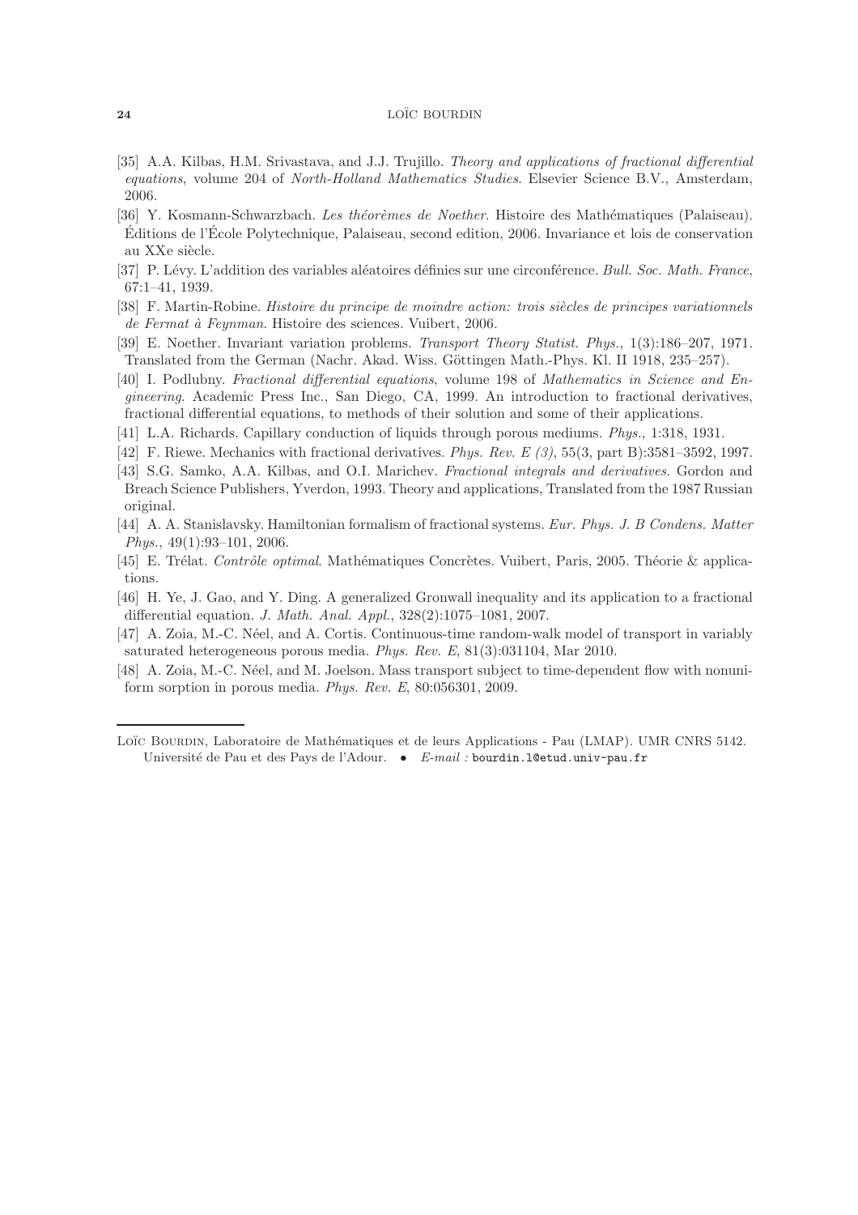[35] A.A. Kilbas, H.M. Srivastava, and J.J. Trujillo. *Theory and applications of fractional differential equations*, volume 204 of *North-Holland Mathematics Studies*. Elsevier Science B.V., Amsterdam, 2006.

[36] Y. Kosmann-Schwarzbach. *Les théorèmes de Noether*. Histoire des Mathématiques (Palaiseau). Éditions de l'École Polytechnique, Palaiseau, second edition, 2006. Invariance et lois de conservation au XXe siècle.

[37] P. Lévy. L'addition des variables aléatoires définies sur une circonférence. *Bull. Soc. Math. France*, 67:1–41, 1939.

[38] F. Martin-Robine. *Histoire du principe de moindre action: trois siècles de principes variationnels de Fermat à Feynman*. Histoire des sciences. Vuibert, 2006.

[39] E. Noether. Invariant variation problems. *Transport Theory Statist. Phys.*, 1(3):186–207, 1971. Translated from the German (Nachr. Akad. Wiss. Göttingen Math.-Phys. Kl. II 1918, 235–257).

[40] I. Podlubny. *Fractional differential equations*, volume 198 of *Mathematics in Science and Engineering*. Academic Press Inc., San Diego, CA, 1999. An introduction to fractional derivatives, fractional differential equations, to methods of their solution and some of their applications.

[41] L.A. Richards. Capillary conduction of liquids through porous mediums. *Phys.*, 1:318, 1931.

[42] F. Riewe. Mechanics with fractional derivatives. *Phys. Rev. E (3)*, 55(3, part B):3581–3592, 1997.

[43] S.G. Samko, A.A. Kilbas, and O.I. Marichev. *Fractional integrals and derivatives*. Gordon and Breach Science Publishers, Yverdon, 1993. Theory and applications, Translated from the 1987 Russian original.

[44] A. A. Stanislavsky. Hamiltonian formalism of fractional systems. *Eur. Phys. J. B Condens. Matter Phys.*, 49(1):93–101, 2006.

[45] E. Trélat. *Contrôle optimal*. Mathématiques Concrètes. Vuibert, Paris, 2005. Théorie & applications.

[46] H. Ye, J. Gao, and Y. Ding. A generalized Gronwall inequality and its application to a fractional differential equation. *J. Math. Anal. Appl.*, 328(2):1075–1081, 2007.

[47] A. Zoia, M.-C. Néel, and A. Cortis. Continuous-time random-walk model of transport in variably saturated heterogeneous porous media. *Phys. Rev. E*, 81(3):031104, Mar 2010.

[48] A. Zoia, M.-C. Néel, and M. Joelson. Mass transport subject to time-dependent flow with nonuniform sorption in porous media. *Phys. Rev. E*, 80:056301, 2009.

---

Loïc Bourdin, Laboratoire de Mathématiques et de leurs Applications - Pau (LMAP). UMR CNRS 5142. Université de Pau et des Pays de l'Adour. • *E-mail :* `bourdin.l@etud.univ-pau.fr`